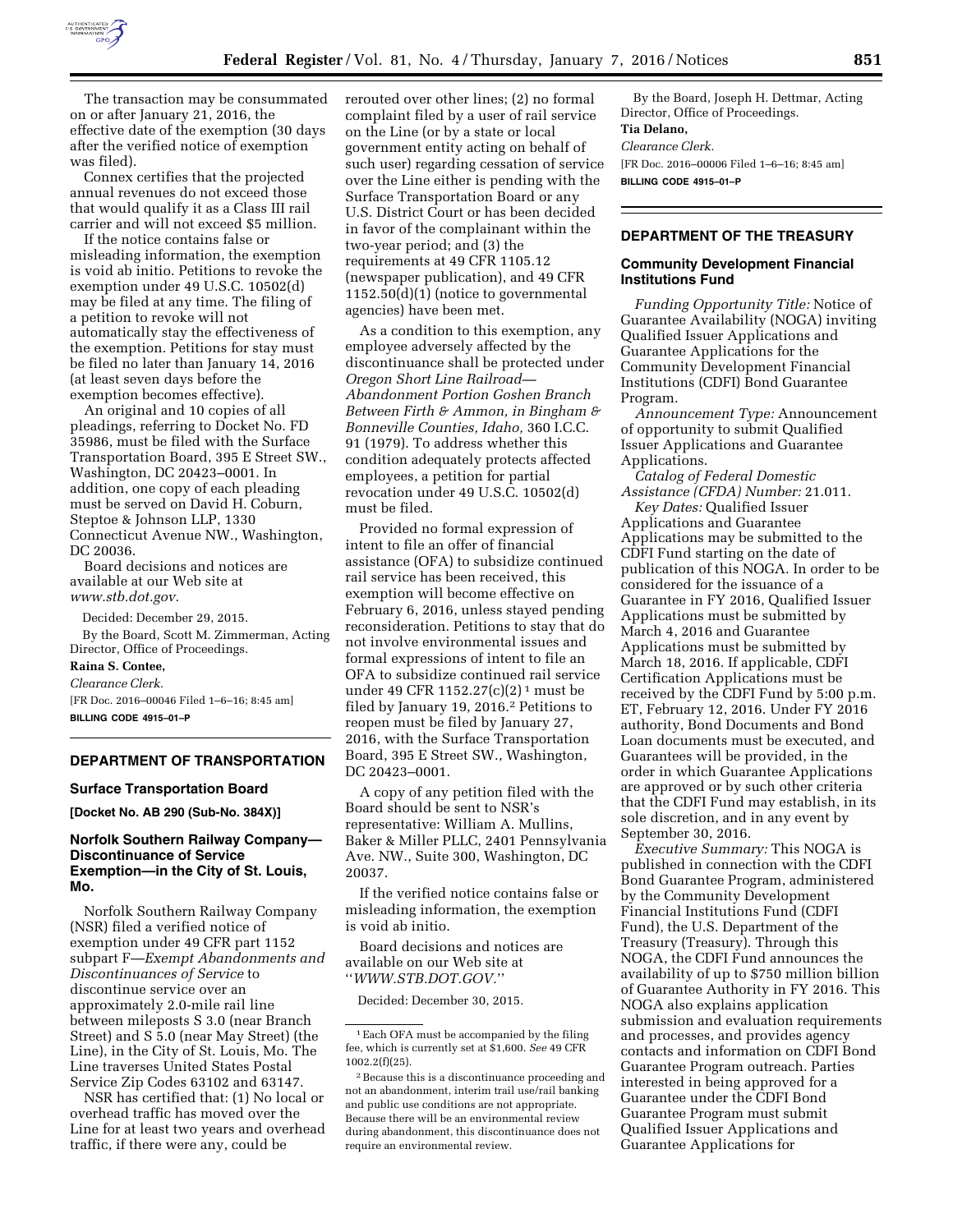The transaction may be consummated on or after January 21, 2016, the effective date of the exemption (30 days after the verified notice of exemption was filed).

Connex certifies that the projected annual revenues do not exceed those that would qualify it as a Class III rail carrier and will not exceed $5 million.

If the notice contains false or misleading information, the exemption is void ab initio. Petitions to revoke the exemption under 49 U.S.C. 10502(d) may be filed at any time. The filing of a petition to revoke will not automatically stay the effectiveness of the exemption. Petitions for stay must be filed no later than January 14, 2016 (at least seven days before the exemption becomes effective).

An original and 10 copies of all pleadings, referring to Docket No. FD 35986, must be filed with the Surface Transportation Board, 395 E Street SW., Washington, DC 20423–0001. In addition, one copy of each pleading must be served on David H. Coburn, Steptoe & Johnson LLP, 1330 Connecticut Avenue NW., Washington, DC 20036.

Board decisions and notices are available at our Web site at *www.stb.dot.gov.*

Decided: December 29, 2015.

By the Board, Scott M. Zimmerman, Acting Director, Office of Proceedings.

**Raina S. Contee,**

*Clearance Clerk.*

[FR Doc. 2016–00046 Filed 1–6–16; 8:45 am]

**BILLING CODE 4915–01–P**

## DEPARTMENT OF TRANSPORTATION

### Surface Transportation Board

**[Docket No. AB 290 (Sub-No. 384X)]**

### Norfolk Southern Railway Company—Discontinuance of Service Exemption—in the City of St. Louis, Mo.

Norfolk Southern Railway Company (NSR) filed a verified notice of exemption under 49 CFR part 1152 subpart F—*Exempt Abandonments and Discontinuances of Service* to discontinue service over an approximately 2.0-mile rail line between mileposts S 3.0 (near Branch Street) and S 5.0 (near May Street) (the Line), in the City of St. Louis, Mo. The Line traverses United States Postal Service Zip Codes 63102 and 63147.

NSR has certified that: (1) No local or overhead traffic has moved over the Line for at least two years and overhead traffic, if there were any, could be rerouted over other lines; (2) no formal complaint filed by a user of rail service on the Line (or by a state or local government entity acting on behalf of such user) regarding cessation of service over the Line either is pending with the Surface Transportation Board or any U.S. District Court or has been decided in favor of the complainant within the two-year period; and (3) the requirements at 49 CFR 1105.12 (newspaper publication), and 49 CFR 1152.50(d)(1) (notice to governmental agencies) have been met.

As a condition to this exemption, any employee adversely affected by the discontinuance shall be protected under *Oregon Short Line Railroad—Abandonment Portion Goshen Branch Between Firth & Ammon, in Bingham & Bonneville Counties, Idaho,* 360 I.C.C. 91 (1979). To address whether this condition adequately protects affected employees, a petition for partial revocation under 49 U.S.C. 10502(d) must be filed.

Provided no formal expression of intent to file an offer of financial assistance (OFA) to subsidize continued rail service has been received, this exemption will become effective on February 6, 2016, unless stayed pending reconsideration. Petitions to stay that do not involve environmental issues and formal expressions of intent to file an OFA to subsidize continued rail service under 49 CFR 1152.27(c)(2) [1] must be filed by January 19, 2016.[2] Petitions to reopen must be filed by January 27, 2016, with the Surface Transportation Board, 395 E Street SW., Washington, DC 20423–0001.

A copy of any petition filed with the Board should be sent to NSR's representative: William A. Mullins, Baker & Miller PLLC, 2401 Pennsylvania Ave. NW., Suite 300, Washington, DC 20037.

If the verified notice contains false or misleading information, the exemption is void ab initio.

Board decisions and notices are available on our Web site at ''*WWW.STB.DOT.GOV.*''

Decided: December 30, 2015.

[1] Each OFA must be accompanied by the filing fee, which is currently set at $1,600. *See* 49 CFR 1002.2(f)(25).

[2] Because this is a discontinuance proceeding and not an abandonment, interim trail use/rail banking and public use conditions are not appropriate. Because there will be an environmental review during abandonment, this discontinuance does not require an environmental review.

By the Board, Joseph H. Dettmar, Acting Director, Office of Proceedings.

**Tia Delano,**

*Clearance Clerk.*

[FR Doc. 2016–00006 Filed 1–6–16; 8:45 am]

**BILLING CODE 4915–01–P**

## DEPARTMENT OF THE TREASURY

### Community Development Financial Institutions Fund

*Funding Opportunity Title:* Notice of Guarantee Availability (NOGA) inviting Qualified Issuer Applications and Guarantee Applications for the Community Development Financial Institutions (CDFI) Bond Guarantee Program.

*Announcement Type:* Announcement of opportunity to submit Qualified Issuer Applications and Guarantee Applications.

*Catalog of Federal Domestic Assistance (CFDA) Number:* 21.011.

*Key Dates:* Qualified Issuer Applications and Guarantee Applications may be submitted to the CDFI Fund starting on the date of publication of this NOGA. In order to be considered for the issuance of a Guarantee in FY 2016, Qualified Issuer Applications must be submitted by March 4, 2016 and Guarantee Applications must be submitted by March 18, 2016. If applicable, CDFI Certification Applications must be received by the CDFI Fund by 5:00 p.m. ET, February 12, 2016. Under FY 2016 authority, Bond Documents and Bond Loan documents must be executed, and Guarantees will be provided, in the order in which Guarantee Applications are approved or by such other criteria that the CDFI Fund may establish, in its sole discretion, and in any event by September 30, 2016.

*Executive Summary:* This NOGA is published in connection with the CDFI Bond Guarantee Program, administered by the Community Development Financial Institutions Fund (CDFI Fund), the U.S. Department of the Treasury (Treasury). Through this NOGA, the CDFI Fund announces the availability of up to $750 million billion of Guarantee Authority in FY 2016. This NOGA also explains application submission and evaluation requirements and processes, and provides agency contacts and information on CDFI Bond Guarantee Program outreach. Parties interested in being approved for a Guarantee under the CDFI Bond Guarantee Program must submit Qualified Issuer Applications and Guarantee Applications for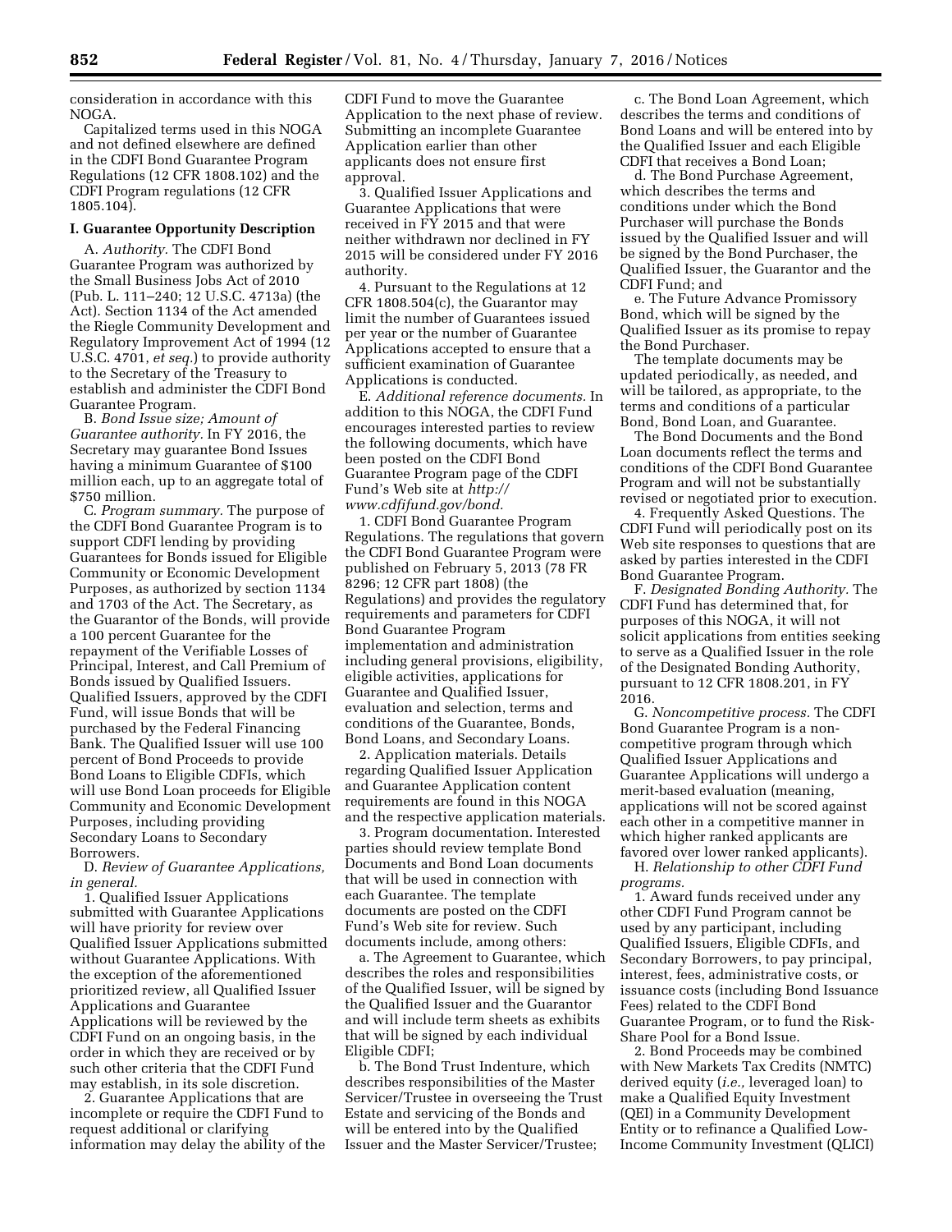consideration in accordance with this NOGA.

Capitalized terms used in this NOGA and not defined elsewhere are defined in the CDFI Bond Guarantee Program Regulations (12 CFR 1808.102) and the CDFI Program regulations (12 CFR 1805.104).

## I. Guarantee Opportunity Description

A. *Authority.* The CDFI Bond Guarantee Program was authorized by the Small Business Jobs Act of 2010 (Pub. L. 111–240; 12 U.S.C. 4713a) (the Act). Section 1134 of the Act amended the Riegle Community Development and Regulatory Improvement Act of 1994 (12 U.S.C. 4701, *et seq.*) to provide authority to the Secretary of the Treasury to establish and administer the CDFI Bond Guarantee Program.

B. *Bond Issue size; Amount of Guarantee authority.* In FY 2016, the Secretary may guarantee Bond Issues having a minimum Guarantee of $100 million each, up to an aggregate total of $750 million.

C. *Program summary.* The purpose of the CDFI Bond Guarantee Program is to support CDFI lending by providing Guarantees for Bonds issued for Eligible Community or Economic Development Purposes, as authorized by section 1134 and 1703 of the Act. The Secretary, as the Guarantor of the Bonds, will provide a 100 percent Guarantee for the repayment of the Verifiable Losses of Principal, Interest, and Call Premium of Bonds issued by Qualified Issuers. Qualified Issuers, approved by the CDFI Fund, will issue Bonds that will be purchased by the Federal Financing Bank. The Qualified Issuer will use 100 percent of Bond Proceeds to provide Bond Loans to Eligible CDFIs, which will use Bond Loan proceeds for Eligible Community and Economic Development Purposes, including providing Secondary Loans to Secondary Borrowers.

D. *Review of Guarantee Applications, in general.*

1. Qualified Issuer Applications submitted with Guarantee Applications will have priority for review over Qualified Issuer Applications submitted without Guarantee Applications. With the exception of the aforementioned prioritized review, all Qualified Issuer Applications and Guarantee Applications will be reviewed by the CDFI Fund on an ongoing basis, in the order in which they are received or by such other criteria that the CDFI Fund may establish, in its sole discretion.

2. Guarantee Applications that are incomplete or require the CDFI Fund to request additional or clarifying information may delay the ability of the CDFI Fund to move the Guarantee Application to the next phase of review. Submitting an incomplete Guarantee Application earlier than other applicants does not ensure first approval.

3. Qualified Issuer Applications and Guarantee Applications that were received in FY 2015 and that were neither withdrawn nor declined in FY 2015 will be considered under FY 2016 authority.

4. Pursuant to the Regulations at 12 CFR 1808.504(c), the Guarantor may limit the number of Guarantees issued per year or the number of Guarantee Applications accepted to ensure that a sufficient examination of Guarantee Applications is conducted.

E. *Additional reference documents.* In addition to this NOGA, the CDFI Fund encourages interested parties to review the following documents, which have been posted on the CDFI Bond Guarantee Program page of the CDFI Fund's Web site at *http://www.cdfifund.gov/bond.*

1. CDFI Bond Guarantee Program Regulations. The regulations that govern the CDFI Bond Guarantee Program were published on February 5, 2013 (78 FR 8296; 12 CFR part 1808) (the Regulations) and provides the regulatory requirements and parameters for CDFI Bond Guarantee Program implementation and administration including general provisions, eligibility, eligible activities, applications for Guarantee and Qualified Issuer, evaluation and selection, terms and conditions of the Guarantee, Bonds, Bond Loans, and Secondary Loans.

2. Application materials. Details regarding Qualified Issuer Application and Guarantee Application content requirements are found in this NOGA and the respective application materials.

3. Program documentation. Interested parties should review template Bond Documents and Bond Loan documents that will be used in connection with each Guarantee. The template documents are posted on the CDFI Fund's Web site for review. Such documents include, among others:

a. The Agreement to Guarantee, which describes the roles and responsibilities of the Qualified Issuer, will be signed by the Qualified Issuer and the Guarantor and will include term sheets as exhibits that will be signed by each individual Eligible CDFI;

b. The Bond Trust Indenture, which describes responsibilities of the Master Servicer/Trustee in overseeing the Trust Estate and servicing of the Bonds and will be entered into by the Qualified Issuer and the Master Servicer/Trustee;

c. The Bond Loan Agreement, which describes the terms and conditions of Bond Loans and will be entered into by the Qualified Issuer and each Eligible CDFI that receives a Bond Loan;

d. The Bond Purchase Agreement, which describes the terms and conditions under which the Bond Purchaser will purchase the Bonds issued by the Qualified Issuer and will be signed by the Bond Purchaser, the Qualified Issuer, the Guarantor and the CDFI Fund; and

e. The Future Advance Promissory Bond, which will be signed by the Qualified Issuer as its promise to repay the Bond Purchaser.

The template documents may be updated periodically, as needed, and will be tailored, as appropriate, to the terms and conditions of a particular Bond, Bond Loan, and Guarantee.

The Bond Documents and the Bond Loan documents reflect the terms and conditions of the CDFI Bond Guarantee Program and will not be substantially revised or negotiated prior to execution.

4. Frequently Asked Questions. The CDFI Fund will periodically post on its Web site responses to questions that are asked by parties interested in the CDFI Bond Guarantee Program.

F. *Designated Bonding Authority.* The CDFI Fund has determined that, for purposes of this NOGA, it will not solicit applications from entities seeking to serve as a Qualified Issuer in the role of the Designated Bonding Authority, pursuant to 12 CFR 1808.201, in FY 2016.

G. *Noncompetitive process.* The CDFI Bond Guarantee Program is a non-competitive program through which Qualified Issuer Applications and Guarantee Applications will undergo a merit-based evaluation (meaning, applications will not be scored against each other in a competitive manner in which higher ranked applicants are favored over lower ranked applicants).

H. *Relationship to other CDFI Fund programs.*

1. Award funds received under any other CDFI Fund Program cannot be used by any participant, including Qualified Issuers, Eligible CDFIs, and Secondary Borrowers, to pay principal, interest, fees, administrative costs, or issuance costs (including Bond Issuance Fees) related to the CDFI Bond Guarantee Program, or to fund the Risk-Share Pool for a Bond Issue.

2. Bond Proceeds may be combined with New Markets Tax Credits (NMTC) derived equity (*i.e.,* leveraged loan) to make a Qualified Equity Investment (QEI) in a Community Development Entity or to refinance a Qualified Low-Income Community Investment (QLICI)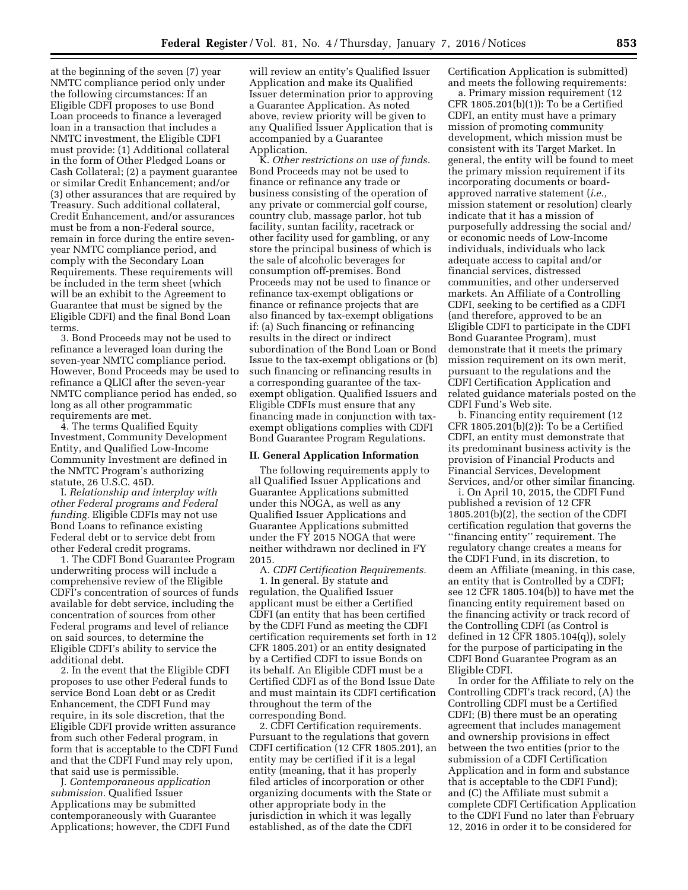at the beginning of the seven (7) year NMTC compliance period only under the following circumstances: If an Eligible CDFI proposes to use Bond Loan proceeds to finance a leveraged loan in a transaction that includes a NMTC investment, the Eligible CDFI must provide: (1) Additional collateral in the form of Other Pledged Loans or Cash Collateral; (2) a payment guarantee or similar Credit Enhancement; and/or (3) other assurances that are required by Treasury. Such additional collateral, Credit Enhancement, and/or assurances must be from a non-Federal source, remain in force during the entire seven-year NMTC compliance period, and comply with the Secondary Loan Requirements. These requirements will be included in the term sheet (which will be an exhibit to the Agreement to Guarantee that must be signed by the Eligible CDFI) and the final Bond Loan terms.

3. Bond Proceeds may not be used to refinance a leveraged loan during the seven-year NMTC compliance period. However, Bond Proceeds may be used to refinance a QLICI after the seven-year NMTC compliance period has ended, so long as all other programmatic requirements are met.

4. The terms Qualified Equity Investment, Community Development Entity, and Qualified Low-Income Community Investment are defined in the NMTC Program's authorizing statute, 26 U.S.C. 45D.

I. *Relationship and interplay with other Federal programs and Federal funding.* Eligible CDFIs may not use Bond Loans to refinance existing Federal debt or to service debt from other Federal credit programs.

1. The CDFI Bond Guarantee Program underwriting process will include a comprehensive review of the Eligible CDFI's concentration of sources of funds available for debt service, including the concentration of sources from other Federal programs and level of reliance on said sources, to determine the Eligible CDFI's ability to service the additional debt.

2. In the event that the Eligible CDFI proposes to use other Federal funds to service Bond Loan debt or as Credit Enhancement, the CDFI Fund may require, in its sole discretion, that the Eligible CDFI provide written assurance from such other Federal program, in form that is acceptable to the CDFI Fund and that the CDFI Fund may rely upon, that said use is permissible.

J. *Contemporaneous application submission.* Qualified Issuer Applications may be submitted contemporaneously with Guarantee Applications; however, the CDFI Fund will review an entity's Qualified Issuer Application and make its Qualified Issuer determination prior to approving a Guarantee Application. As noted above, review priority will be given to any Qualified Issuer Application that is accompanied by a Guarantee Application.

K. *Other restrictions on use of funds.* Bond Proceeds may not be used to finance or refinance any trade or business consisting of the operation of any private or commercial golf course, country club, massage parlor, hot tub facility, suntan facility, racetrack or other facility used for gambling, or any store the principal business of which is the sale of alcoholic beverages for consumption off-premises. Bond Proceeds may not be used to finance or refinance tax-exempt obligations or finance or refinance projects that are also financed by tax-exempt obligations if: (a) Such financing or refinancing results in the direct or indirect subordination of the Bond Loan or Bond Issue to the tax-exempt obligations or (b) such financing or refinancing results in a corresponding guarantee of the tax-exempt obligation. Qualified Issuers and Eligible CDFIs must ensure that any financing made in conjunction with tax-exempt obligations complies with CDFI Bond Guarantee Program Regulations.

## II. General Application Information

The following requirements apply to all Qualified Issuer Applications and Guarantee Applications submitted under this NOGA, as well as any Qualified Issuer Applications and Guarantee Applications submitted under the FY 2015 NOGA that were neither withdrawn nor declined in FY 2015.

A. *CDFI Certification Requirements.*

1. In general. By statute and regulation, the Qualified Issuer applicant must be either a Certified CDFI (an entity that has been certified by the CDFI Fund as meeting the CDFI certification requirements set forth in 12 CFR 1805.201) or an entity designated by a Certified CDFI to issue Bonds on its behalf. An Eligible CDFI must be a Certified CDFI as of the Bond Issue Date and must maintain its CDFI certification throughout the term of the corresponding Bond.

2. CDFI Certification requirements. Pursuant to the regulations that govern CDFI certification (12 CFR 1805.201), an entity may be certified if it is a legal entity (meaning, that it has properly filed articles of incorporation or other organizing documents with the State or other appropriate body in the jurisdiction in which it was legally established, as of the date the CDFI Certification Application is submitted) and meets the following requirements:

a. Primary mission requirement (12 CFR 1805.201(b)(1)): To be a Certified CDFI, an entity must have a primary mission of promoting community development, which mission must be consistent with its Target Market. In general, the entity will be found to meet the primary mission requirement if its incorporating documents or board-approved narrative statement (*i.e.,* mission statement or resolution) clearly indicate that it has a mission of purposefully addressing the social and/or economic needs of Low-Income individuals, individuals who lack adequate access to capital and/or financial services, distressed communities, and other underserved markets. An Affiliate of a Controlling CDFI, seeking to be certified as a CDFI (and therefore, approved to be an Eligible CDFI to participate in the CDFI Bond Guarantee Program), must demonstrate that it meets the primary mission requirement on its own merit, pursuant to the regulations and the CDFI Certification Application and related guidance materials posted on the CDFI Fund's Web site.

b. Financing entity requirement (12 CFR 1805.201(b)(2)): To be a Certified CDFI, an entity must demonstrate that its predominant business activity is the provision of Financial Products and Financial Services, Development Services, and/or other similar financing.

i. On April 10, 2015, the CDFI Fund published a revision of 12 CFR 1805.201(b)(2), the section of the CDFI certification regulation that governs the ''financing entity'' requirement. The regulatory change creates a means for the CDFI Fund, in its discretion, to deem an Affiliate (meaning, in this case, an entity that is Controlled by a CDFI; see 12 CFR 1805.104(b)) to have met the financing entity requirement based on the financing activity or track record of the Controlling CDFI (as Control is defined in 12 CFR 1805.104(q)), solely for the purpose of participating in the CDFI Bond Guarantee Program as an Eligible CDFI.

In order for the Affiliate to rely on the Controlling CDFI's track record, (A) the Controlling CDFI must be a Certified CDFI; (B) there must be an operating agreement that includes management and ownership provisions in effect between the two entities (prior to the submission of a CDFI Certification Application and in form and substance that is acceptable to the CDFI Fund); and (C) the Affiliate must submit a complete CDFI Certification Application to the CDFI Fund no later than February 12, 2016 in order it to be considered for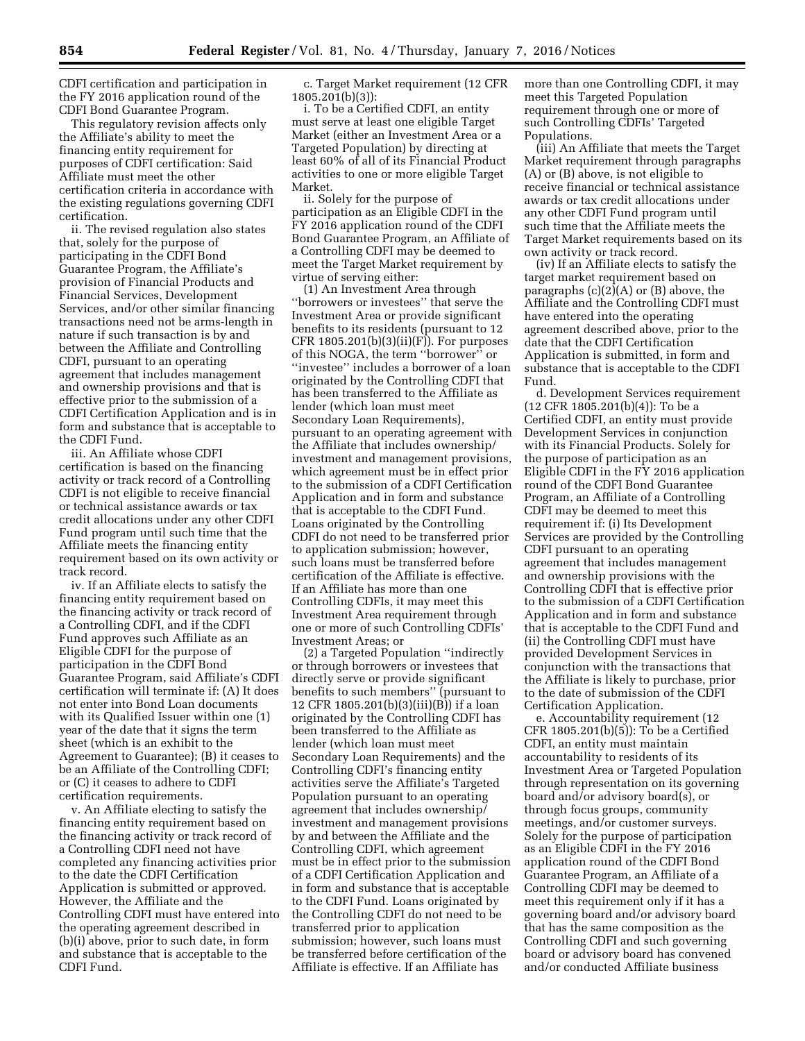CDFI certification and participation in the FY 2016 application round of the CDFI Bond Guarantee Program.

This regulatory revision affects only the Affiliate's ability to meet the financing entity requirement for purposes of CDFI certification: Said Affiliate must meet the other certification criteria in accordance with the existing regulations governing CDFI certification.

ii. The revised regulation also states that, solely for the purpose of participating in the CDFI Bond Guarantee Program, the Affiliate's provision of Financial Products and Financial Services, Development Services, and/or other similar financing transactions need not be arms-length in nature if such transaction is by and between the Affiliate and Controlling CDFI, pursuant to an operating agreement that includes management and ownership provisions and that is effective prior to the submission of a CDFI Certification Application and is in form and substance that is acceptable to the CDFI Fund.

iii. An Affiliate whose CDFI certification is based on the financing activity or track record of a Controlling CDFI is not eligible to receive financial or technical assistance awards or tax credit allocations under any other CDFI Fund program until such time that the Affiliate meets the financing entity requirement based on its own activity or track record.

iv. If an Affiliate elects to satisfy the financing entity requirement based on the financing activity or track record of a Controlling CDFI, and if the CDFI Fund approves such Affiliate as an Eligible CDFI for the purpose of participation in the CDFI Bond Guarantee Program, said Affiliate's CDFI certification will terminate if: (A) It does not enter into Bond Loan documents with its Qualified Issuer within one (1) year of the date that it signs the term sheet (which is an exhibit to the Agreement to Guarantee); (B) it ceases to be an Affiliate of the Controlling CDFI; or (C) it ceases to adhere to CDFI certification requirements.

v. An Affiliate electing to satisfy the financing entity requirement based on the financing activity or track record of a Controlling CDFI need not have completed any financing activities prior to the date the CDFI Certification Application is submitted or approved. However, the Affiliate and the Controlling CDFI must have entered into the operating agreement described in (b)(i) above, prior to such date, in form and substance that is acceptable to the CDFI Fund.

c. Target Market requirement (12 CFR 1805.201(b)(3)):

i. To be a Certified CDFI, an entity must serve at least one eligible Target Market (either an Investment Area or a Targeted Population) by directing at least 60% of all of its Financial Product activities to one or more eligible Target Market.

ii. Solely for the purpose of participation as an Eligible CDFI in the FY 2016 application round of the CDFI Bond Guarantee Program, an Affiliate of a Controlling CDFI may be deemed to meet the Target Market requirement by virtue of serving either:

(1) An Investment Area through "borrowers or investees" that serve the Investment Area or provide significant benefits to its residents (pursuant to 12 CFR 1805.201(b)(3)(ii)(F)). For purposes of this NOGA, the term "borrower" or "investee" includes a borrower of a loan originated by the Controlling CDFI that has been transferred to the Affiliate as lender (which loan must meet Secondary Loan Requirements), pursuant to an operating agreement with the Affiliate that includes ownership/investment and management provisions, which agreement must be in effect prior to the submission of a CDFI Certification Application and in form and substance that is acceptable to the CDFI Fund. Loans originated by the Controlling CDFI do not need to be transferred prior to application submission; however, such loans must be transferred before certification of the Affiliate is effective. If an Affiliate has more than one Controlling CDFIs, it may meet this Investment Area requirement through one or more of such Controlling CDFIs' Investment Areas; or

(2) a Targeted Population "indirectly or through borrowers or investees that directly serve or provide significant benefits to such members" (pursuant to 12 CFR 1805.201(b)(3)(iii)(B)) if a loan originated by the Controlling CDFI has been transferred to the Affiliate as lender (which loan must meet Secondary Loan Requirements) and the Controlling CDFI's financing entity activities serve the Affiliate's Targeted Population pursuant to an operating agreement that includes ownership/investment and management provisions by and between the Affiliate and the Controlling CDFI, which agreement must be in effect prior to the submission of a CDFI Certification Application and in form and substance that is acceptable to the CDFI Fund. Loans originated by the Controlling CDFI do not need to be transferred prior to application submission; however, such loans must be transferred before certification of the Affiliate is effective. If an Affiliate has more than one Controlling CDFI, it may meet this Targeted Population requirement through one or more of such Controlling CDFIs' Targeted Populations.

(iii) An Affiliate that meets the Target Market requirement through paragraphs (A) or (B) above, is not eligible to receive financial or technical assistance awards or tax credit allocations under any other CDFI Fund program until such time that the Affiliate meets the Target Market requirements based on its own activity or track record.

(iv) If an Affiliate elects to satisfy the target market requirement based on paragraphs (c)(2)(A) or (B) above, the Affiliate and the Controlling CDFI must have entered into the operating agreement described above, prior to the date that the CDFI Certification Application is submitted, in form and substance that is acceptable to the CDFI Fund.

d. Development Services requirement (12 CFR 1805.201(b)(4)): To be a Certified CDFI, an entity must provide Development Services in conjunction with its Financial Products. Solely for the purpose of participation as an Eligible CDFI in the FY 2016 application round of the CDFI Bond Guarantee Program, an Affiliate of a Controlling CDFI may be deemed to meet this requirement if: (i) Its Development Services are provided by the Controlling CDFI pursuant to an operating agreement that includes management and ownership provisions with the Controlling CDFI that is effective prior to the submission of a CDFI Certification Application and in form and substance that is acceptable to the CDFI Fund and (ii) the Controlling CDFI must have provided Development Services in conjunction with the transactions that the Affiliate is likely to purchase, prior to the date of submission of the CDFI Certification Application.

e. Accountability requirement (12 CFR 1805.201(b)(5)): To be a Certified CDFI, an entity must maintain accountability to residents of its Investment Area or Targeted Population through representation on its governing board and/or advisory board(s), or through focus groups, community meetings, and/or customer surveys. Solely for the purpose of participation as an Eligible CDFI in the FY 2016 application round of the CDFI Bond Guarantee Program, an Affiliate of a Controlling CDFI may be deemed to meet this requirement only if it has a governing board and/or advisory board that has the same composition as the Controlling CDFI and such governing board or advisory board has convened and/or conducted Affiliate business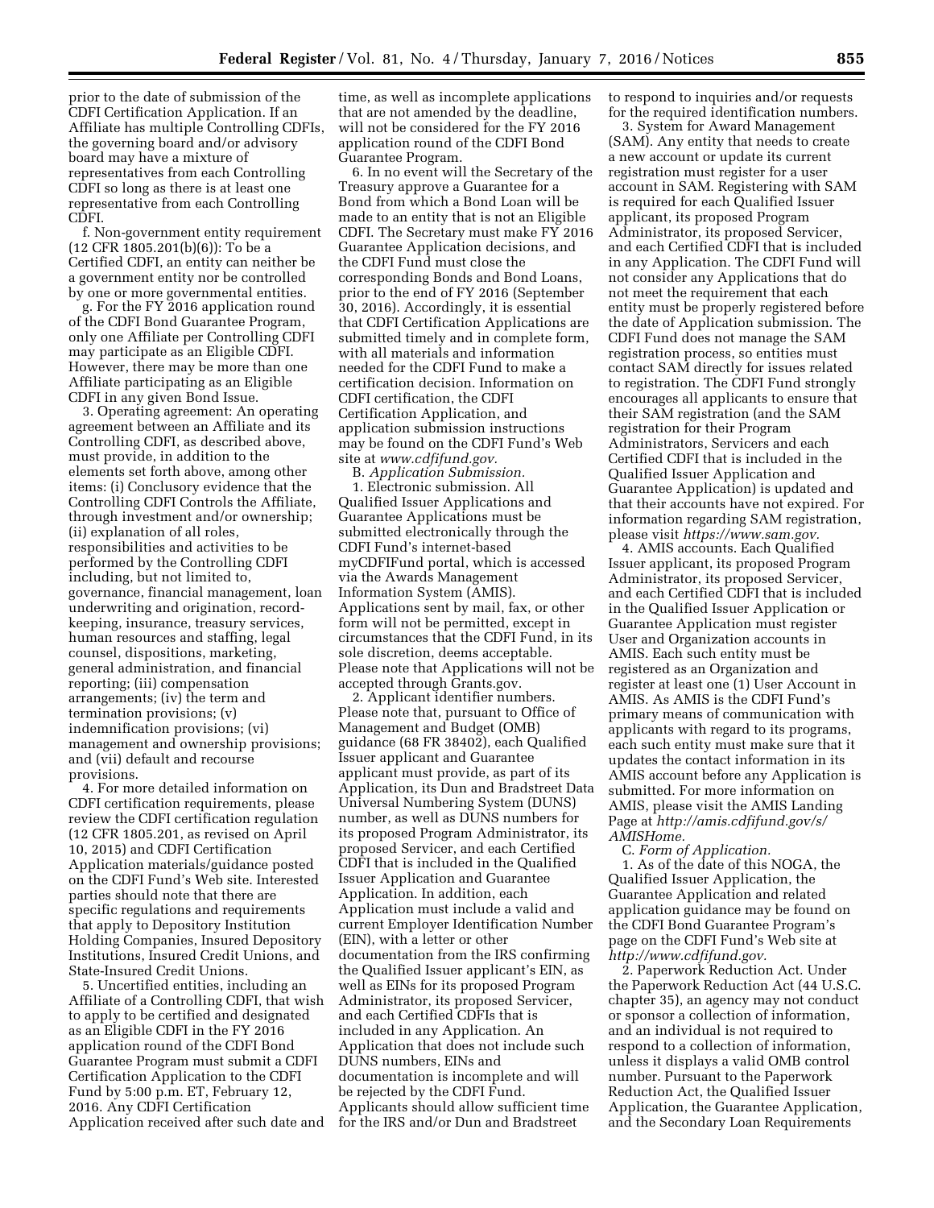prior to the date of submission of the CDFI Certification Application. If an Affiliate has multiple Controlling CDFIs, the governing board and/or advisory board may have a mixture of representatives from each Controlling CDFI so long as there is at least one representative from each Controlling CDFI.

f. Non-government entity requirement (12 CFR 1805.201(b)(6)): To be a Certified CDFI, an entity can neither be a government entity nor be controlled by one or more governmental entities.

g. For the FY 2016 application round of the CDFI Bond Guarantee Program, only one Affiliate per Controlling CDFI may participate as an Eligible CDFI. However, there may be more than one Affiliate participating as an Eligible CDFI in any given Bond Issue.

3. Operating agreement: An operating agreement between an Affiliate and its Controlling CDFI, as described above, must provide, in addition to the elements set forth above, among other items: (i) Conclusory evidence that the Controlling CDFI Controls the Affiliate, through investment and/or ownership; (ii) explanation of all roles, responsibilities and activities to be performed by the Controlling CDFI including, but not limited to, governance, financial management, loan underwriting and origination, record-keeping, insurance, treasury services, human resources and staffing, legal counsel, dispositions, marketing, general administration, and financial reporting; (iii) compensation arrangements; (iv) the term and termination provisions; (v) indemnification provisions; (vi) management and ownership provisions; and (vii) default and recourse provisions.

4. For more detailed information on CDFI certification requirements, please review the CDFI certification regulation (12 CFR 1805.201, as revised on April 10, 2015) and CDFI Certification Application materials/guidance posted on the CDFI Fund's Web site. Interested parties should note that there are specific regulations and requirements that apply to Depository Institution Holding Companies, Insured Depository Institutions, Insured Credit Unions, and State-Insured Credit Unions.

5. Uncertified entities, including an Affiliate of a Controlling CDFI, that wish to apply to be certified and designated as an Eligible CDFI in the FY 2016 application round of the CDFI Bond Guarantee Program must submit a CDFI Certification Application to the CDFI Fund by 5:00 p.m. ET, February 12, 2016. Any CDFI Certification Application received after such date and time, as well as incomplete applications that are not amended by the deadline, will not be considered for the FY 2016 application round of the CDFI Bond Guarantee Program.

6. In no event will the Secretary of the Treasury approve a Guarantee for a Bond from which a Bond Loan will be made to an entity that is not an Eligible CDFI. The Secretary must make FY 2016 Guarantee Application decisions, and the CDFI Fund must close the corresponding Bonds and Bond Loans, prior to the end of FY 2016 (September 30, 2016). Accordingly, it is essential that CDFI Certification Applications are submitted timely and in complete form, with all materials and information needed for the CDFI Fund to make a certification decision. Information on CDFI certification, the CDFI Certification Application, and application submission instructions may be found on the CDFI Fund's Web site at *www.cdfifund.gov.*

B. *Application Submission.*

1. Electronic submission. All Qualified Issuer Applications and Guarantee Applications must be submitted electronically through the CDFI Fund's internet-based myCDFIFund portal, which is accessed via the Awards Management Information System (AMIS). Applications sent by mail, fax, or other form will not be permitted, except in circumstances that the CDFI Fund, in its sole discretion, deems acceptable. Please note that Applications will not be accepted through Grants.gov.

2. Applicant identifier numbers. Please note that, pursuant to Office of Management and Budget (OMB) guidance (68 FR 38402), each Qualified Issuer applicant and Guarantee applicant must provide, as part of its Application, its Dun and Bradstreet Data Universal Numbering System (DUNS) number, as well as DUNS numbers for its proposed Program Administrator, its proposed Servicer, and each Certified CDFI that is included in the Qualified Issuer Application and Guarantee Application. In addition, each Application must include a valid and current Employer Identification Number (EIN), with a letter or other documentation from the IRS confirming the Qualified Issuer applicant's EIN, as well as EINs for its proposed Program Administrator, its proposed Servicer, and each Certified CDFIs that is included in any Application. An Application that does not include such DUNS numbers, EINs and documentation is incomplete and will be rejected by the CDFI Fund. Applicants should allow sufficient time for the IRS and/or Dun and Bradstreet to respond to inquiries and/or requests for the required identification numbers.

3. System for Award Management (SAM). Any entity that needs to create a new account or update its current registration must register for a user account in SAM. Registering with SAM is required for each Qualified Issuer applicant, its proposed Program Administrator, its proposed Servicer, and each Certified CDFI that is included in any Application. The CDFI Fund will not consider any Applications that do not meet the requirement that each entity must be properly registered before the date of Application submission. The CDFI Fund does not manage the SAM registration process, so entities must contact SAM directly for issues related to registration. The CDFI Fund strongly encourages all applicants to ensure that their SAM registration (and the SAM registration for their Program Administrators, Servicers and each Certified CDFI that is included in the Qualified Issuer Application and Guarantee Application) is updated and that their accounts have not expired. For information regarding SAM registration, please visit *https://www.sam.gov.*

4. AMIS accounts. Each Qualified Issuer applicant, its proposed Program Administrator, its proposed Servicer, and each Certified CDFI that is included in the Qualified Issuer Application or Guarantee Application must register User and Organization accounts in AMIS. Each such entity must be registered as an Organization and register at least one (1) User Account in AMIS. As AMIS is the CDFI Fund's primary means of communication with applicants with regard to its programs, each such entity must make sure that it updates the contact information in its AMIS account before any Application is submitted. For more information on AMIS, please visit the AMIS Landing Page at *http://amis.cdfifund.gov/s/AMISHome.*

C. *Form of Application.*

1. As of the date of this NOGA, the Qualified Issuer Application, the Guarantee Application and related application guidance may be found on the CDFI Bond Guarantee Program's page on the CDFI Fund's Web site at *http://www.cdfifund.gov.*

2. Paperwork Reduction Act. Under the Paperwork Reduction Act (44 U.S.C. chapter 35), an agency may not conduct or sponsor a collection of information, and an individual is not required to respond to a collection of information, unless it displays a valid OMB control number. Pursuant to the Paperwork Reduction Act, the Qualified Issuer Application, the Guarantee Application, and the Secondary Loan Requirements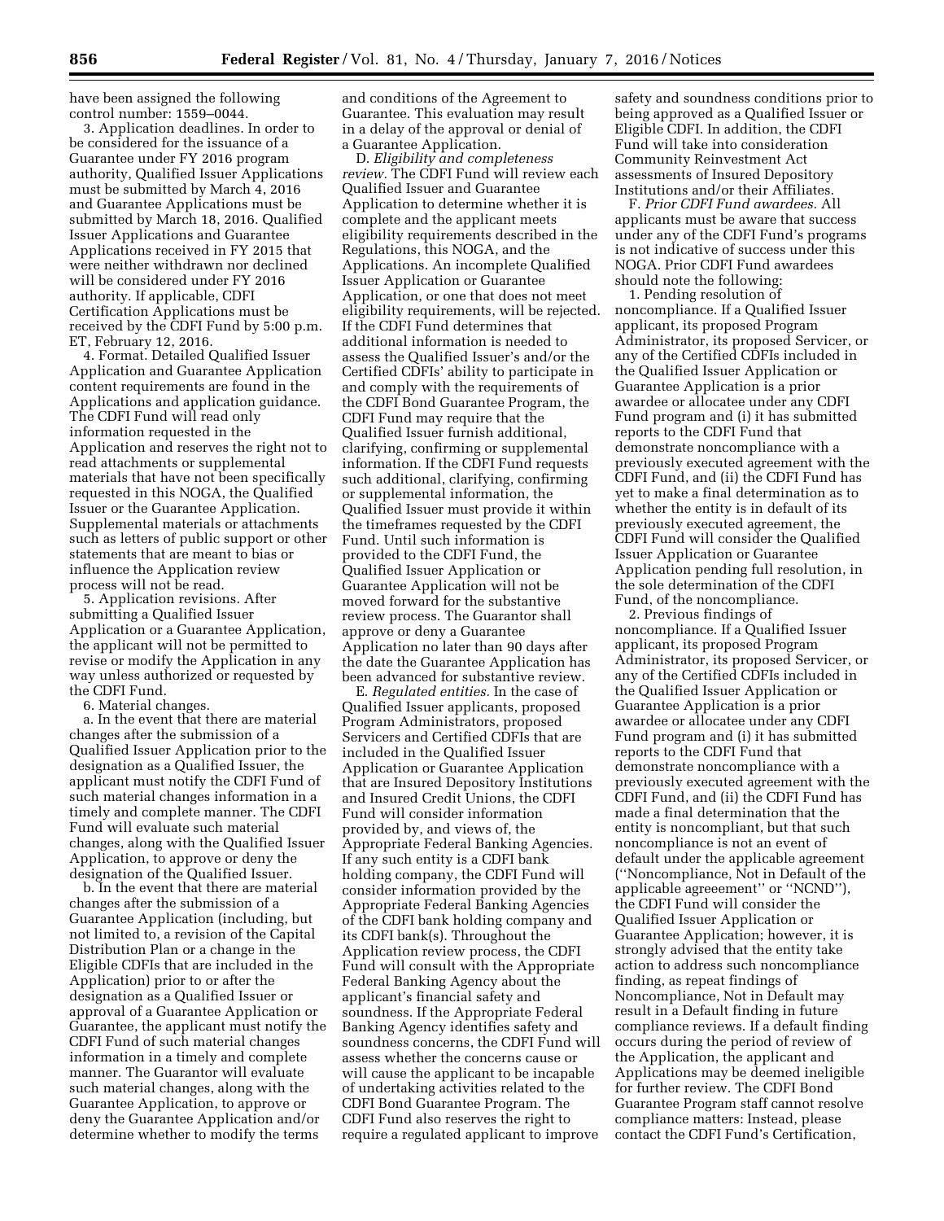have been assigned the following control number: 1559–0044.

3. Application deadlines. In order to be considered for the issuance of a Guarantee under FY 2016 program authority, Qualified Issuer Applications must be submitted by March 4, 2016 and Guarantee Applications must be submitted by March 18, 2016. Qualified Issuer Applications and Guarantee Applications received in FY 2015 that were neither withdrawn nor declined will be considered under FY 2016 authority. If applicable, CDFI Certification Applications must be received by the CDFI Fund by 5:00 p.m. ET, February 12, 2016.

4. Format. Detailed Qualified Issuer Application and Guarantee Application content requirements are found in the Applications and application guidance. The CDFI Fund will read only information requested in the Application and reserves the right not to read attachments or supplemental materials that have not been specifically requested in this NOGA, the Qualified Issuer or the Guarantee Application. Supplemental materials or attachments such as letters of public support or other statements that are meant to bias or influence the Application review process will not be read.

5. Application revisions. After submitting a Qualified Issuer Application or a Guarantee Application, the applicant will not be permitted to revise or modify the Application in any way unless authorized or requested by the CDFI Fund.

6. Material changes.

a. In the event that there are material changes after the submission of a Qualified Issuer Application prior to the designation as a Qualified Issuer, the applicant must notify the CDFI Fund of such material changes information in a timely and complete manner. The CDFI Fund will evaluate such material changes, along with the Qualified Issuer Application, to approve or deny the designation of the Qualified Issuer.

b. In the event that there are material changes after the submission of a Guarantee Application (including, but not limited to, a revision of the Capital Distribution Plan or a change in the Eligible CDFIs that are included in the Application) prior to or after the designation as a Qualified Issuer or approval of a Guarantee Application or Guarantee, the applicant must notify the CDFI Fund of such material changes information in a timely and complete manner. The Guarantor will evaluate such material changes, along with the Guarantee Application, to approve or deny the Guarantee Application and/or determine whether to modify the terms and conditions of the Agreement to Guarantee. This evaluation may result in a delay of the approval or denial of a Guarantee Application.

D. *Eligibility and completeness review.* The CDFI Fund will review each Qualified Issuer and Guarantee Application to determine whether it is complete and the applicant meets eligibility requirements described in the Regulations, this NOGA, and the Applications. An incomplete Qualified Issuer Application or Guarantee Application, or one that does not meet eligibility requirements, will be rejected. If the CDFI Fund determines that additional information is needed to assess the Qualified Issuer's and/or the Certified CDFIs' ability to participate in and comply with the requirements of the CDFI Bond Guarantee Program, the CDFI Fund may require that the Qualified Issuer furnish additional, clarifying, confirming or supplemental information. If the CDFI Fund requests such additional, clarifying, confirming or supplemental information, the Qualified Issuer must provide it within the timeframes requested by the CDFI Fund. Until such information is provided to the CDFI Fund, the Qualified Issuer Application or Guarantee Application will not be moved forward for the substantive review process. The Guarantor shall approve or deny a Guarantee Application no later than 90 days after the date the Guarantee Application has been advanced for substantive review.

E. *Regulated entities.* In the case of Qualified Issuer applicants, proposed Program Administrators, proposed Servicers and Certified CDFIs that are included in the Qualified Issuer Application or Guarantee Application that are Insured Depository Institutions and Insured Credit Unions, the CDFI Fund will consider information provided by, and views of, the Appropriate Federal Banking Agencies. If any such entity is a CDFI bank holding company, the CDFI Fund will consider information provided by the Appropriate Federal Banking Agencies of the CDFI bank holding company and its CDFI bank(s). Throughout the Application review process, the CDFI Fund will consult with the Appropriate Federal Banking Agency about the applicant's financial safety and soundness. If the Appropriate Federal Banking Agency identifies safety and soundness concerns, the CDFI Fund will assess whether the concerns cause or will cause the applicant to be incapable of undertaking activities related to the CDFI Bond Guarantee Program. The CDFI Fund also reserves the right to require a regulated applicant to improve safety and soundness conditions prior to being approved as a Qualified Issuer or Eligible CDFI. In addition, the CDFI Fund will take into consideration Community Reinvestment Act assessments of Insured Depository Institutions and/or their Affiliates.

F. *Prior CDFI Fund awardees.* All applicants must be aware that success under any of the CDFI Fund's programs is not indicative of success under this NOGA. Prior CDFI Fund awardees should note the following:

1. Pending resolution of noncompliance. If a Qualified Issuer applicant, its proposed Program Administrator, its proposed Servicer, or any of the Certified CDFIs included in the Qualified Issuer Application or Guarantee Application is a prior awardee or allocatee under any CDFI Fund program and (i) it has submitted reports to the CDFI Fund that demonstrate noncompliance with a previously executed agreement with the CDFI Fund, and (ii) the CDFI Fund has yet to make a final determination as to whether the entity is in default of its previously executed agreement, the CDFI Fund will consider the Qualified Issuer Application or Guarantee Application pending full resolution, in the sole determination of the CDFI Fund, of the noncompliance.

2. Previous findings of noncompliance. If a Qualified Issuer applicant, its proposed Program Administrator, its proposed Servicer, or any of the Certified CDFIs included in the Qualified Issuer Application or Guarantee Application is a prior awardee or allocatee under any CDFI Fund program and (i) it has submitted reports to the CDFI Fund that demonstrate noncompliance with a previously executed agreement with the CDFI Fund, and (ii) the CDFI Fund has made a final determination that the entity is noncompliant, but that such noncompliance is not an event of default under the applicable agreement (''Noncompliance, Not in Default of the applicable agreeement'' or ''NCND''), the CDFI Fund will consider the Qualified Issuer Application or Guarantee Application; however, it is strongly advised that the entity take action to address such noncompliance finding, as repeat findings of Noncompliance, Not in Default may result in a Default finding in future compliance reviews. If a default finding occurs during the period of review of the Application, the applicant and Applications may be deemed ineligible for further review. The CDFI Bond Guarantee Program staff cannot resolve compliance matters: Instead, please contact the CDFI Fund's Certification,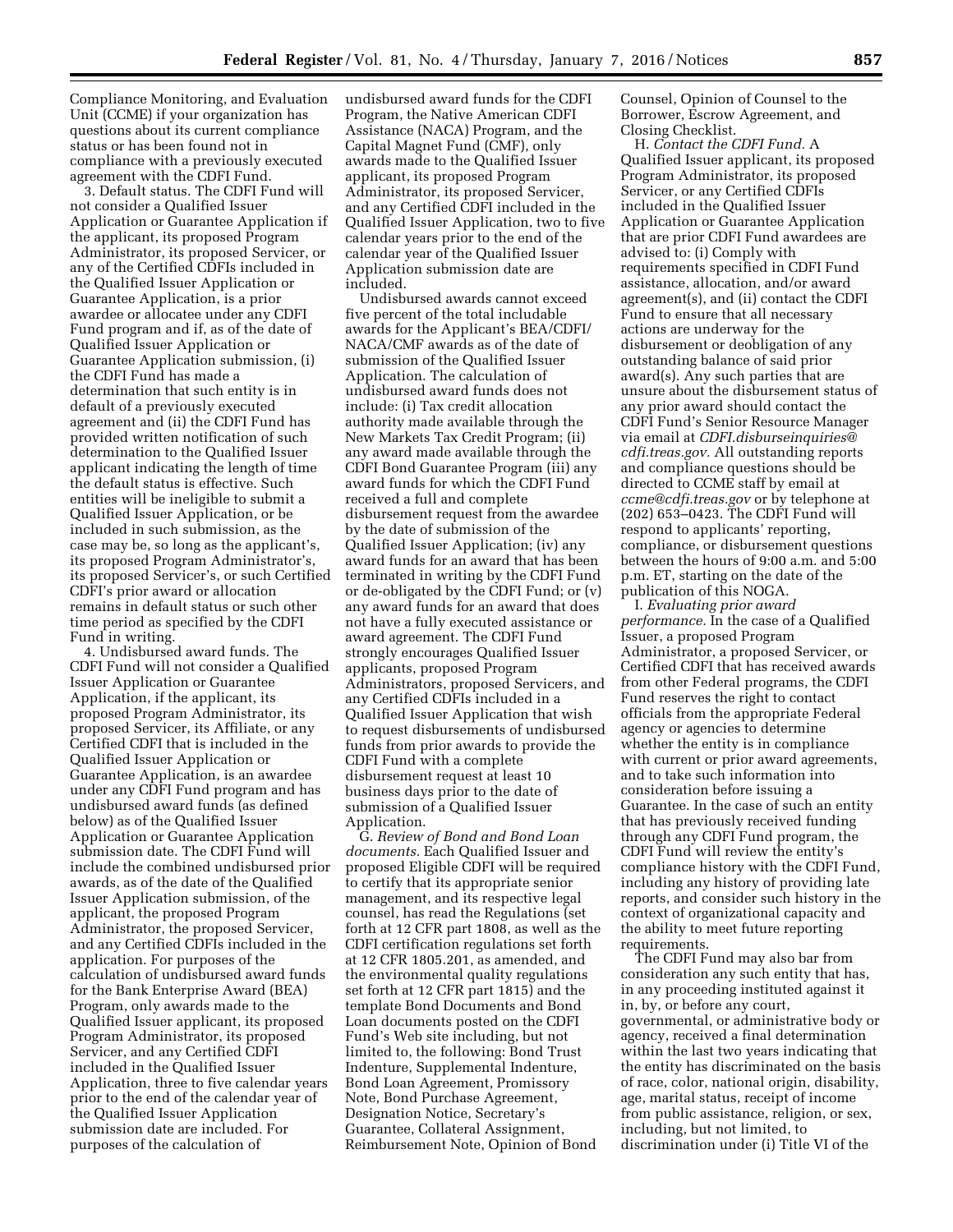Compliance Monitoring, and Evaluation Unit (CCME) if your organization has questions about its current compliance status or has been found not in compliance with a previously executed agreement with the CDFI Fund.

3. Default status. The CDFI Fund will not consider a Qualified Issuer Application or Guarantee Application if the applicant, its proposed Program Administrator, its proposed Servicer, or any of the Certified CDFIs included in the Qualified Issuer Application or Guarantee Application, is a prior awardee or allocatee under any CDFI Fund program and if, as of the date of Qualified Issuer Application or Guarantee Application submission, (i) the CDFI Fund has made a determination that such entity is in default of a previously executed agreement and (ii) the CDFI Fund has provided written notification of such determination to the Qualified Issuer applicant indicating the length of time the default status is effective. Such entities will be ineligible to submit a Qualified Issuer Application, or be included in such submission, as the case may be, so long as the applicant's, its proposed Program Administrator's, its proposed Servicer's, or such Certified CDFI's prior award or allocation remains in default status or such other time period as specified by the CDFI Fund in writing.

4. Undisbursed award funds. The CDFI Fund will not consider a Qualified Issuer Application or Guarantee Application, if the applicant, its proposed Program Administrator, its proposed Servicer, its Affiliate, or any Certified CDFI that is included in the Qualified Issuer Application or Guarantee Application, is an awardee under any CDFI Fund program and has undisbursed award funds (as defined below) as of the Qualified Issuer Application or Guarantee Application submission date. The CDFI Fund will include the combined undisbursed prior awards, as of the date of the Qualified Issuer Application submission, of the applicant, the proposed Program Administrator, the proposed Servicer, and any Certified CDFIs included in the application. For purposes of the calculation of undisbursed award funds for the Bank Enterprise Award (BEA) Program, only awards made to the Qualified Issuer applicant, its proposed Program Administrator, its proposed Servicer, and any Certified CDFI included in the Qualified Issuer Application, three to five calendar years prior to the end of the calendar year of the Qualified Issuer Application submission date are included. For purposes of the calculation of undisbursed award funds for the CDFI Program, the Native American CDFI Assistance (NACA) Program, and the Capital Magnet Fund (CMF), only awards made to the Qualified Issuer applicant, its proposed Program Administrator, its proposed Servicer, and any Certified CDFI included in the Qualified Issuer Application, two to five calendar years prior to the end of the calendar year of the Qualified Issuer Application submission date are included.

Undisbursed awards cannot exceed five percent of the total includable awards for the Applicant's BEA/CDFI/NACA/CMF awards as of the date of submission of the Qualified Issuer Application. The calculation of undisbursed award funds does not include: (i) Tax credit allocation authority made available through the New Markets Tax Credit Program; (ii) any award made available through the CDFI Bond Guarantee Program (iii) any award funds for which the CDFI Fund received a full and complete disbursement request from the awardee by the date of submission of the Qualified Issuer Application; (iv) any award funds for an award that has been terminated in writing by the CDFI Fund or de-obligated by the CDFI Fund; or (v) any award funds for an award that does not have a fully executed assistance or award agreement. The CDFI Fund strongly encourages Qualified Issuer applicants, proposed Program Administrators, proposed Servicers, and any Certified CDFIs included in a Qualified Issuer Application that wish to request disbursements of undisbursed funds from prior awards to provide the CDFI Fund with a complete disbursement request at least 10 business days prior to the date of submission of a Qualified Issuer Application.

G. *Review of Bond and Bond Loan documents.* Each Qualified Issuer and proposed Eligible CDFI will be required to certify that its appropriate senior management, and its respective legal counsel, has read the Regulations (set forth at 12 CFR part 1808, as well as the CDFI certification regulations set forth at 12 CFR 1805.201, as amended, and the environmental quality regulations set forth at 12 CFR part 1815) and the template Bond Documents and Bond Loan documents posted on the CDFI Fund's Web site including, but not limited to, the following: Bond Trust Indenture, Supplemental Indenture, Bond Loan Agreement, Promissory Note, Bond Purchase Agreement, Designation Notice, Secretary's Guarantee, Collateral Assignment, Reimbursement Note, Opinion of Bond Counsel, Opinion of Counsel to the Borrower, Escrow Agreement, and Closing Checklist.

H. *Contact the CDFI Fund.* A Qualified Issuer applicant, its proposed Program Administrator, its proposed Servicer, or any Certified CDFIs included in the Qualified Issuer Application or Guarantee Application that are prior CDFI Fund awardees are advised to: (i) Comply with requirements specified in CDFI Fund assistance, allocation, and/or award agreement(s), and (ii) contact the CDFI Fund to ensure that all necessary actions are underway for the disbursement or deobligation of any outstanding balance of said prior award(s). Any such parties that are unsure about the disbursement status of any prior award should contact the CDFI Fund's Senior Resource Manager via email at *CDFI.disburseinquiries@cdfi.treas.gov.* All outstanding reports and compliance questions should be directed to CCME staff by email at *ccme@cdfi.treas.gov* or by telephone at (202) 653–0423. The CDFI Fund will respond to applicants' reporting, compliance, or disbursement questions between the hours of 9:00 a.m. and 5:00 p.m. ET, starting on the date of the publication of this NOGA.

I. *Evaluating prior award performance.* In the case of a Qualified Issuer, a proposed Program Administrator, a proposed Servicer, or Certified CDFI that has received awards from other Federal programs, the CDFI Fund reserves the right to contact officials from the appropriate Federal agency or agencies to determine whether the entity is in compliance with current or prior award agreements, and to take such information into consideration before issuing a Guarantee. In the case of such an entity that has previously received funding through any CDFI Fund program, the CDFI Fund will review the entity's compliance history with the CDFI Fund, including any history of providing late reports, and consider such history in the context of organizational capacity and the ability to meet future reporting requirements.

The CDFI Fund may also bar from consideration any such entity that has, in any proceeding instituted against it in, by, or before any court, governmental, or administrative body or agency, received a final determination within the last two years indicating that the entity has discriminated on the basis of race, color, national origin, disability, age, marital status, receipt of income from public assistance, religion, or sex, including, but not limited, to discrimination under (i) Title VI of the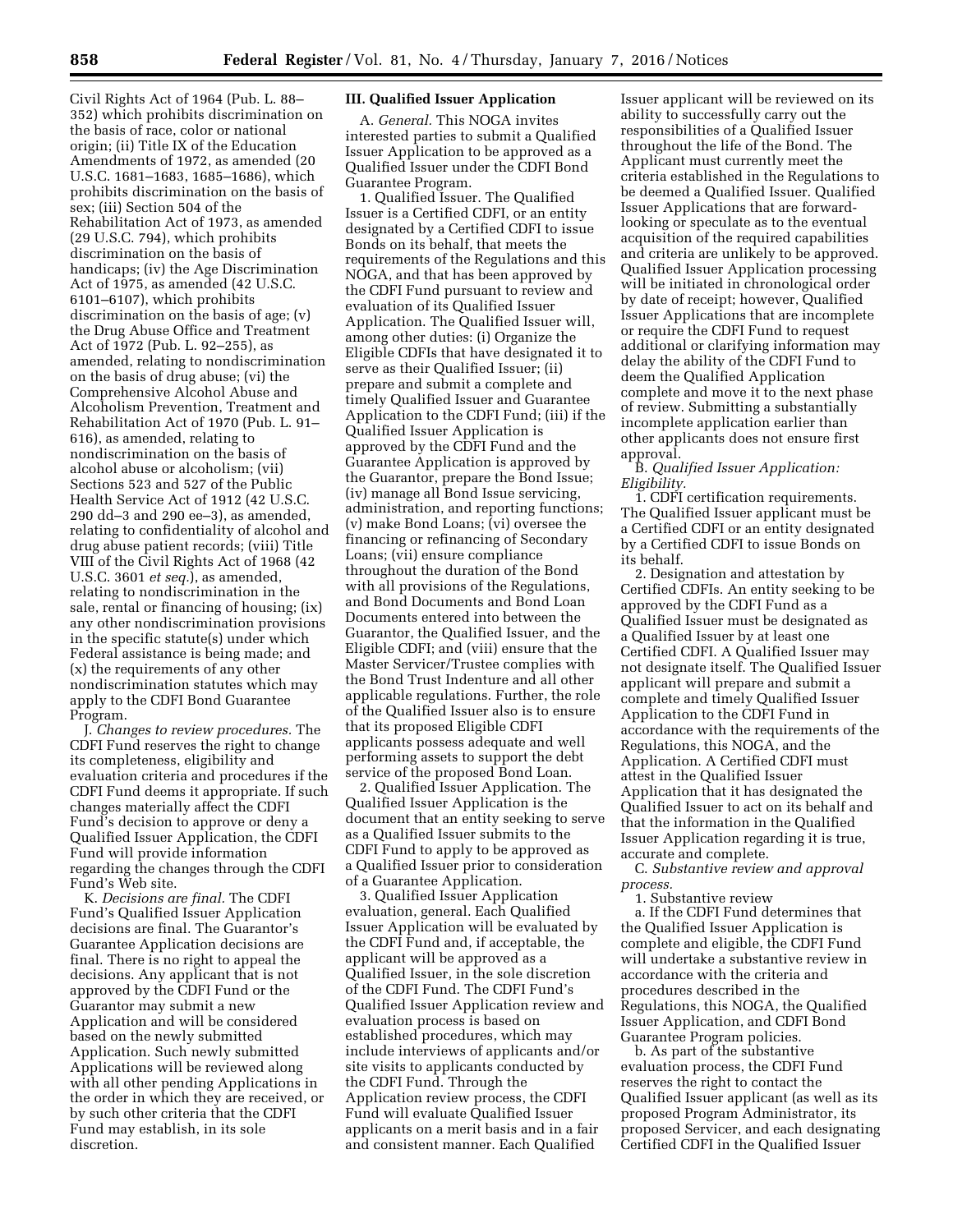Civil Rights Act of 1964 (Pub. L. 88–352) which prohibits discrimination on the basis of race, color or national origin; (ii) Title IX of the Education Amendments of 1972, as amended (20 U.S.C. 1681–1683, 1685–1686), which prohibits discrimination on the basis of sex; (iii) Section 504 of the Rehabilitation Act of 1973, as amended (29 U.S.C. 794), which prohibits discrimination on the basis of handicaps; (iv) the Age Discrimination Act of 1975, as amended (42 U.S.C. 6101–6107), which prohibits discrimination on the basis of age; (v) the Drug Abuse Office and Treatment Act of 1972 (Pub. L. 92–255), as amended, relating to nondiscrimination on the basis of drug abuse; (vi) the Comprehensive Alcohol Abuse and Alcoholism Prevention, Treatment and Rehabilitation Act of 1970 (Pub. L. 91–616), as amended, relating to nondiscrimination on the basis of alcohol abuse or alcoholism; (vii) Sections 523 and 527 of the Public Health Service Act of 1912 (42 U.S.C. 290 dd–3 and 290 ee–3), as amended, relating to confidentiality of alcohol and drug abuse patient records; (viii) Title VIII of the Civil Rights Act of 1968 (42 U.S.C. 3601 *et seq.*), as amended, relating to nondiscrimination in the sale, rental or financing of housing; (ix) any other nondiscrimination provisions in the specific statute(s) under which Federal assistance is being made; and (x) the requirements of any other nondiscrimination statutes which may apply to the CDFI Bond Guarantee Program.

J. *Changes to review procedures.* The CDFI Fund reserves the right to change its completeness, eligibility and evaluation criteria and procedures if the CDFI Fund deems it appropriate. If such changes materially affect the CDFI Fund's decision to approve or deny a Qualified Issuer Application, the CDFI Fund will provide information regarding the changes through the CDFI Fund's Web site.

K. *Decisions are final.* The CDFI Fund's Qualified Issuer Application decisions are final. The Guarantor's Guarantee Application decisions are final. There is no right to appeal the decisions. Any applicant that is not approved by the CDFI Fund or the Guarantor may submit a new Application and will be considered based on the newly submitted Application. Such newly submitted Applications will be reviewed along with all other pending Applications in the order in which they are received, or by such other criteria that the CDFI Fund may establish, in its sole discretion.

## III. Qualified Issuer Application

A. *General.* This NOGA invites interested parties to submit a Qualified Issuer Application to be approved as a Qualified Issuer under the CDFI Bond Guarantee Program.

1. Qualified Issuer. The Qualified Issuer is a Certified CDFI, or an entity designated by a Certified CDFI to issue Bonds on its behalf, that meets the requirements of the Regulations and this NOGA, and that has been approved by the CDFI Fund pursuant to review and evaluation of its Qualified Issuer Application. The Qualified Issuer will, among other duties: (i) Organize the Eligible CDFIs that have designated it to serve as their Qualified Issuer; (ii) prepare and submit a complete and timely Qualified Issuer and Guarantee Application to the CDFI Fund; (iii) if the Qualified Issuer Application is approved by the CDFI Fund and the Guarantee Application is approved by the Guarantor, prepare the Bond Issue; (iv) manage all Bond Issue servicing, administration, and reporting functions; (v) make Bond Loans; (vi) oversee the financing or refinancing of Secondary Loans; (vii) ensure compliance throughout the duration of the Bond with all provisions of the Regulations, and Bond Documents and Bond Loan Documents entered into between the Guarantor, the Qualified Issuer, and the Eligible CDFI; and (viii) ensure that the Master Servicer/Trustee complies with the Bond Trust Indenture and all other applicable regulations. Further, the role of the Qualified Issuer also is to ensure that its proposed Eligible CDFI applicants possess adequate and well performing assets to support the debt service of the proposed Bond Loan.

2. Qualified Issuer Application. The Qualified Issuer Application is the document that an entity seeking to serve as a Qualified Issuer submits to the CDFI Fund to apply to be approved as a Qualified Issuer prior to consideration of a Guarantee Application.

3. Qualified Issuer Application evaluation, general. Each Qualified Issuer Application will be evaluated by the CDFI Fund and, if acceptable, the applicant will be approved as a Qualified Issuer, in the sole discretion of the CDFI Fund. The CDFI Fund's Qualified Issuer Application review and evaluation process is based on established procedures, which may include interviews of applicants and/or site visits to applicants conducted by the CDFI Fund. Through the Application review process, the CDFI Fund will evaluate Qualified Issuer applicants on a merit basis and in a fair and consistent manner. Each Qualified Issuer applicant will be reviewed on its ability to successfully carry out the responsibilities of a Qualified Issuer throughout the life of the Bond. The Applicant must currently meet the criteria established in the Regulations to be deemed a Qualified Issuer. Qualified Issuer Applications that are forward-looking or speculate as to the eventual acquisition of the required capabilities and criteria are unlikely to be approved. Qualified Issuer Application processing will be initiated in chronological order by date of receipt; however, Qualified Issuer Applications that are incomplete or require the CDFI Fund to request additional or clarifying information may delay the ability of the CDFI Fund to deem the Qualified Application complete and move it to the next phase of review. Submitting a substantially incomplete application earlier than other applicants does not ensure first approval.

B. *Qualified Issuer Application: Eligibility.*

1. CDFI certification requirements. The Qualified Issuer applicant must be a Certified CDFI or an entity designated by a Certified CDFI to issue Bonds on its behalf.

2. Designation and attestation by Certified CDFIs. An entity seeking to be approved by the CDFI Fund as a Qualified Issuer must be designated as a Qualified Issuer by at least one Certified CDFI. A Qualified Issuer may not designate itself. The Qualified Issuer applicant will prepare and submit a complete and timely Qualified Issuer Application to the CDFI Fund in accordance with the requirements of the Regulations, this NOGA, and the Application. A Certified CDFI must attest in the Qualified Issuer Application that it has designated the Qualified Issuer to act on its behalf and that the information in the Qualified Issuer Application regarding it is true, accurate and complete.

C. *Substantive review and approval process.*

1. Substantive review

a. If the CDFI Fund determines that the Qualified Issuer Application is complete and eligible, the CDFI Fund will undertake a substantive review in accordance with the criteria and procedures described in the Regulations, this NOGA, the Qualified Issuer Application, and CDFI Bond Guarantee Program policies.

b. As part of the substantive evaluation process, the CDFI Fund reserves the right to contact the Qualified Issuer applicant (as well as its proposed Program Administrator, its proposed Servicer, and each designating Certified CDFI in the Qualified Issuer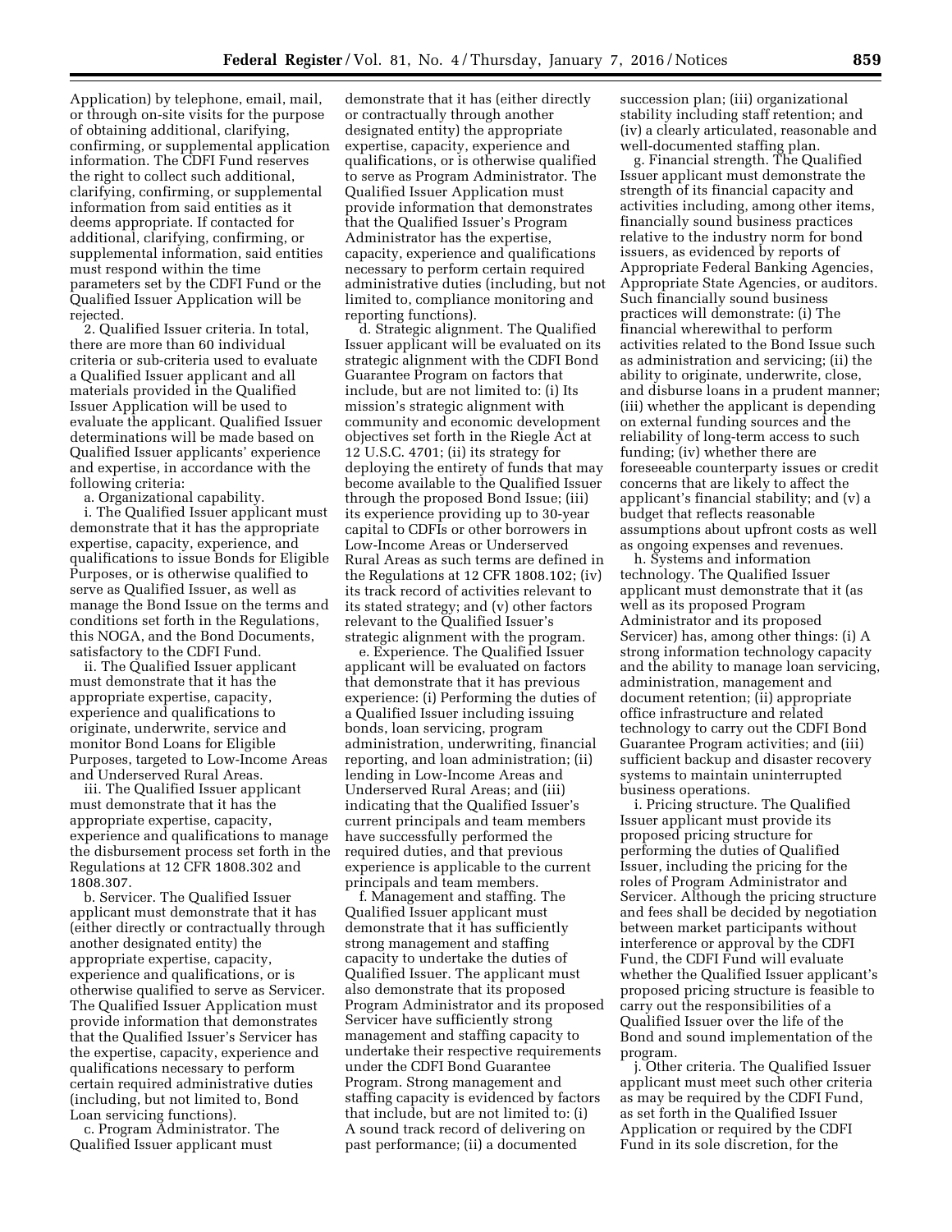Application) by telephone, email, mail, or through on-site visits for the purpose of obtaining additional, clarifying, confirming, or supplemental application information. The CDFI Fund reserves the right to collect such additional, clarifying, confirming, or supplemental information from said entities as it deems appropriate. If contacted for additional, clarifying, confirming, or supplemental information, said entities must respond within the time parameters set by the CDFI Fund or the Qualified Issuer Application will be rejected.

2. Qualified Issuer criteria. In total, there are more than 60 individual criteria or sub-criteria used to evaluate a Qualified Issuer applicant and all materials provided in the Qualified Issuer Application will be used to evaluate the applicant. Qualified Issuer determinations will be made based on Qualified Issuer applicants' experience and expertise, in accordance with the following criteria:

a. Organizational capability.

i. The Qualified Issuer applicant must demonstrate that it has the appropriate expertise, capacity, experience, and qualifications to issue Bonds for Eligible Purposes, or is otherwise qualified to serve as Qualified Issuer, as well as manage the Bond Issue on the terms and conditions set forth in the Regulations, this NOGA, and the Bond Documents, satisfactory to the CDFI Fund.

ii. The Qualified Issuer applicant must demonstrate that it has the appropriate expertise, capacity, experience and qualifications to originate, underwrite, service and monitor Bond Loans for Eligible Purposes, targeted to Low-Income Areas and Underserved Rural Areas.

iii. The Qualified Issuer applicant must demonstrate that it has the appropriate expertise, capacity, experience and qualifications to manage the disbursement process set forth in the Regulations at 12 CFR 1808.302 and 1808.307.

b. Servicer. The Qualified Issuer applicant must demonstrate that it has (either directly or contractually through another designated entity) the appropriate expertise, capacity, experience and qualifications, or is otherwise qualified to serve as Servicer. The Qualified Issuer Application must provide information that demonstrates that the Qualified Issuer's Servicer has the expertise, capacity, experience and qualifications necessary to perform certain required administrative duties (including, but not limited to, Bond Loan servicing functions).

c. Program Administrator. The Qualified Issuer applicant must demonstrate that it has (either directly or contractually through another designated entity) the appropriate expertise, capacity, experience and qualifications, or is otherwise qualified to serve as Program Administrator. The Qualified Issuer Application must provide information that demonstrates that the Qualified Issuer's Program Administrator has the expertise, capacity, experience and qualifications necessary to perform certain required administrative duties (including, but not limited to, compliance monitoring and reporting functions).

d. Strategic alignment. The Qualified Issuer applicant will be evaluated on its strategic alignment with the CDFI Bond Guarantee Program on factors that include, but are not limited to: (i) Its mission's strategic alignment with community and economic development objectives set forth in the Riegle Act at 12 U.S.C. 4701; (ii) its strategy for deploying the entirety of funds that may become available to the Qualified Issuer through the proposed Bond Issue; (iii) its experience providing up to 30-year capital to CDFIs or other borrowers in Low-Income Areas or Underserved Rural Areas as such terms are defined in the Regulations at 12 CFR 1808.102; (iv) its track record of activities relevant to its stated strategy; and (v) other factors relevant to the Qualified Issuer's strategic alignment with the program.

e. Experience. The Qualified Issuer applicant will be evaluated on factors that demonstrate that it has previous experience: (i) Performing the duties of a Qualified Issuer including issuing bonds, loan servicing, program administration, underwriting, financial reporting, and loan administration; (ii) lending in Low-Income Areas and Underserved Rural Areas; and (iii) indicating that the Qualified Issuer's current principals and team members have successfully performed the required duties, and that previous experience is applicable to the current principals and team members.

f. Management and staffing. The Qualified Issuer applicant must demonstrate that it has sufficiently strong management and staffing capacity to undertake the duties of Qualified Issuer. The applicant must also demonstrate that its proposed Program Administrator and its proposed Servicer have sufficiently strong management and staffing capacity to undertake their respective requirements under the CDFI Bond Guarantee Program. Strong management and staffing capacity is evidenced by factors that include, but are not limited to: (i) A sound track record of delivering on past performance; (ii) a documented succession plan; (iii) organizational stability including staff retention; and (iv) a clearly articulated, reasonable and well-documented staffing plan.

g. Financial strength. The Qualified Issuer applicant must demonstrate the strength of its financial capacity and activities including, among other items, financially sound business practices relative to the industry norm for bond issuers, as evidenced by reports of Appropriate Federal Banking Agencies, Appropriate State Agencies, or auditors. Such financially sound business practices will demonstrate: (i) The financial wherewithal to perform activities related to the Bond Issue such as administration and servicing; (ii) the ability to originate, underwrite, close, and disburse loans in a prudent manner; (iii) whether the applicant is depending on external funding sources and the reliability of long-term access to such funding; (iv) whether there are foreseeable counterparty issues or credit concerns that are likely to affect the applicant's financial stability; and (v) a budget that reflects reasonable assumptions about upfront costs as well as ongoing expenses and revenues.

h. Systems and information technology. The Qualified Issuer applicant must demonstrate that it (as well as its proposed Program Administrator and its proposed Servicer) has, among other things: (i) A strong information technology capacity and the ability to manage loan servicing, administration, management and document retention; (ii) appropriate office infrastructure and related technology to carry out the CDFI Bond Guarantee Program activities; and (iii) sufficient backup and disaster recovery systems to maintain uninterrupted business operations.

i. Pricing structure. The Qualified Issuer applicant must provide its proposed pricing structure for performing the duties of Qualified Issuer, including the pricing for the roles of Program Administrator and Servicer. Although the pricing structure and fees shall be decided by negotiation between market participants without interference or approval by the CDFI Fund, the CDFI Fund will evaluate whether the Qualified Issuer applicant's proposed pricing structure is feasible to carry out the responsibilities of a Qualified Issuer over the life of the Bond and sound implementation of the program.

j. Other criteria. The Qualified Issuer applicant must meet such other criteria as may be required by the CDFI Fund, as set forth in the Qualified Issuer Application or required by the CDFI Fund in its sole discretion, for the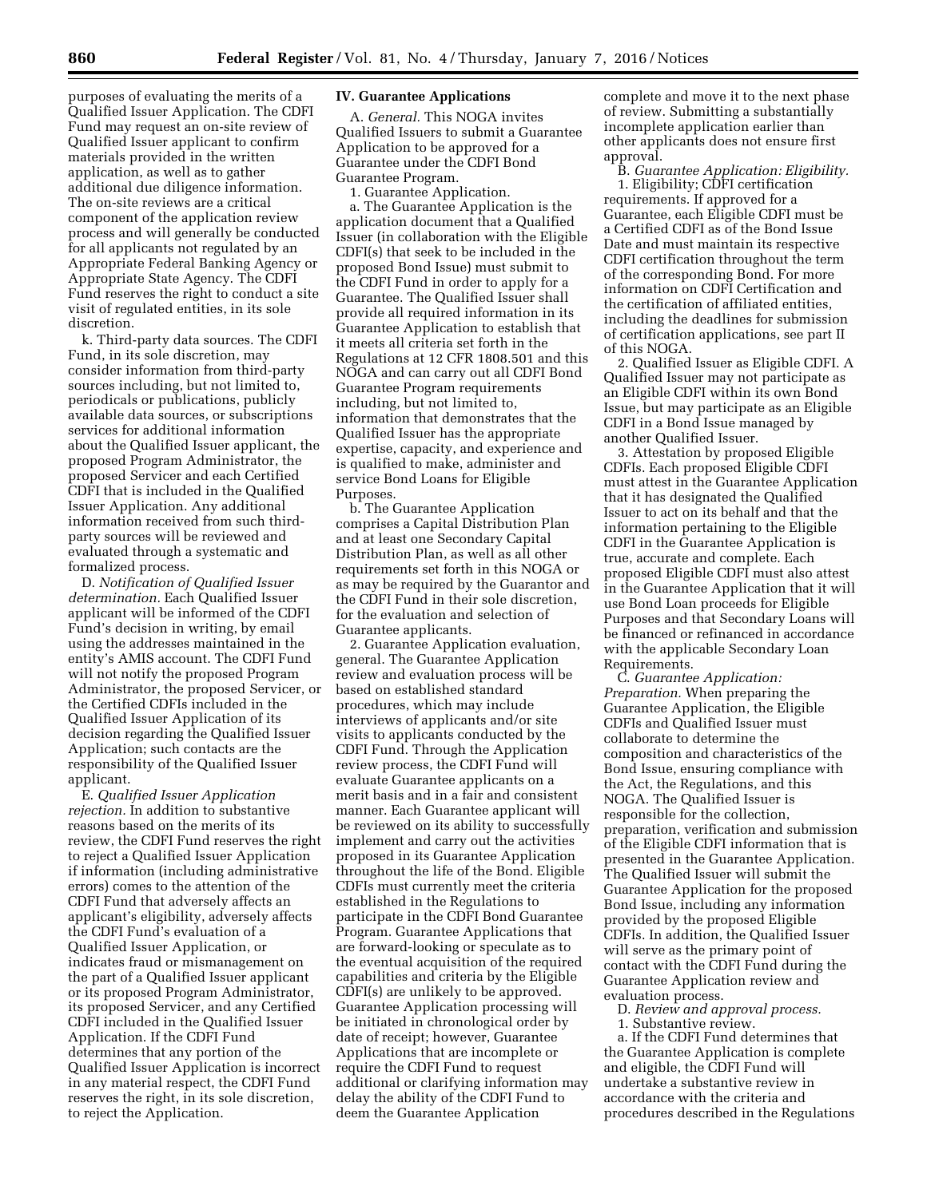purposes of evaluating the merits of a Qualified Issuer Application. The CDFI Fund may request an on-site review of Qualified Issuer applicant to confirm materials provided in the written application, as well as to gather additional due diligence information. The on-site reviews are a critical component of the application review process and will generally be conducted for all applicants not regulated by an Appropriate Federal Banking Agency or Appropriate State Agency. The CDFI Fund reserves the right to conduct a site visit of regulated entities, in its sole discretion.

k. Third-party data sources. The CDFI Fund, in its sole discretion, may consider information from third-party sources including, but not limited to, periodicals or publications, publicly available data sources, or subscriptions services for additional information about the Qualified Issuer applicant, the proposed Program Administrator, the proposed Servicer and each Certified CDFI that is included in the Qualified Issuer Application. Any additional information received from such third-party sources will be reviewed and evaluated through a systematic and formalized process.

D. *Notification of Qualified Issuer determination.* Each Qualified Issuer applicant will be informed of the CDFI Fund's decision in writing, by email using the addresses maintained in the entity's AMIS account. The CDFI Fund will not notify the proposed Program Administrator, the proposed Servicer, or the Certified CDFIs included in the Qualified Issuer Application of its decision regarding the Qualified Issuer Application; such contacts are the responsibility of the Qualified Issuer applicant.

E. *Qualified Issuer Application rejection.* In addition to substantive reasons based on the merits of its review, the CDFI Fund reserves the right to reject a Qualified Issuer Application if information (including administrative errors) comes to the attention of the CDFI Fund that adversely affects an applicant's eligibility, adversely affects the CDFI Fund's evaluation of a Qualified Issuer Application, or indicates fraud or mismanagement on the part of a Qualified Issuer applicant or its proposed Program Administrator, its proposed Servicer, and any Certified CDFI included in the Qualified Issuer Application. If the CDFI Fund determines that any portion of the Qualified Issuer Application is incorrect in any material respect, the CDFI Fund reserves the right, in its sole discretion, to reject the Application.

## IV. Guarantee Applications

A. *General.* This NOGA invites Qualified Issuers to submit a Guarantee Application to be approved for a Guarantee under the CDFI Bond Guarantee Program.

1. Guarantee Application.

a. The Guarantee Application is the application document that a Qualified Issuer (in collaboration with the Eligible CDFI(s) that seek to be included in the proposed Bond Issue) must submit to the CDFI Fund in order to apply for a Guarantee. The Qualified Issuer shall provide all required information in its Guarantee Application to establish that it meets all criteria set forth in the Regulations at 12 CFR 1808.501 and this NOGA and can carry out all CDFI Bond Guarantee Program requirements including, but not limited to, information that demonstrates that the Qualified Issuer has the appropriate expertise, capacity, and experience and is qualified to make, administer and service Bond Loans for Eligible Purposes.

b. The Guarantee Application comprises a Capital Distribution Plan and at least one Secondary Capital Distribution Plan, as well as all other requirements set forth in this NOGA or as may be required by the Guarantor and the CDFI Fund in their sole discretion, for the evaluation and selection of Guarantee applicants.

2. Guarantee Application evaluation, general. The Guarantee Application review and evaluation process will be based on established standard procedures, which may include interviews of applicants and/or site visits to applicants conducted by the CDFI Fund. Through the Application review process, the CDFI Fund will evaluate Guarantee applicants on a merit basis and in a fair and consistent manner. Each Guarantee applicant will be reviewed on its ability to successfully implement and carry out the activities proposed in its Guarantee Application throughout the life of the Bond. Eligible CDFIs must currently meet the criteria established in the Regulations to participate in the CDFI Bond Guarantee Program. Guarantee Applications that are forward-looking or speculate as to the eventual acquisition of the required capabilities and criteria by the Eligible CDFI(s) are unlikely to be approved. Guarantee Application processing will be initiated in chronological order by date of receipt; however, Guarantee Applications that are incomplete or require the CDFI Fund to request additional or clarifying information may delay the ability of the CDFI Fund to deem the Guarantee Application complete and move it to the next phase of review. Submitting a substantially incomplete application earlier than other applicants does not ensure first approval.

B. *Guarantee Application: Eligibility.*

1. Eligibility; CDFI certification requirements. If approved for a Guarantee, each Eligible CDFI must be a Certified CDFI as of the Bond Issue Date and must maintain its respective CDFI certification throughout the term of the corresponding Bond. For more information on CDFI Certification and the certification of affiliated entities, including the deadlines for submission of certification applications, see part II of this NOGA.

2. Qualified Issuer as Eligible CDFI. A Qualified Issuer may not participate as an Eligible CDFI within its own Bond Issue, but may participate as an Eligible CDFI in a Bond Issue managed by another Qualified Issuer.

3. Attestation by proposed Eligible CDFIs. Each proposed Eligible CDFI must attest in the Guarantee Application that it has designated the Qualified Issuer to act on its behalf and that the information pertaining to the Eligible CDFI in the Guarantee Application is true, accurate and complete. Each proposed Eligible CDFI must also attest in the Guarantee Application that it will use Bond Loan proceeds for Eligible Purposes and that Secondary Loans will be financed or refinanced in accordance with the applicable Secondary Loan Requirements.

C. *Guarantee Application: Preparation.* When preparing the Guarantee Application, the Eligible CDFIs and Qualified Issuer must collaborate to determine the composition and characteristics of the Bond Issue, ensuring compliance with the Act, the Regulations, and this NOGA. The Qualified Issuer is responsible for the collection, preparation, verification and submission of the Eligible CDFI information that is presented in the Guarantee Application. The Qualified Issuer will submit the Guarantee Application for the proposed Bond Issue, including any information provided by the proposed Eligible CDFIs. In addition, the Qualified Issuer will serve as the primary point of contact with the CDFI Fund during the Guarantee Application review and evaluation process.

D. *Review and approval process.*

1. Substantive review.

a. If the CDFI Fund determines that the Guarantee Application is complete and eligible, the CDFI Fund will undertake a substantive review in accordance with the criteria and procedures described in the Regulations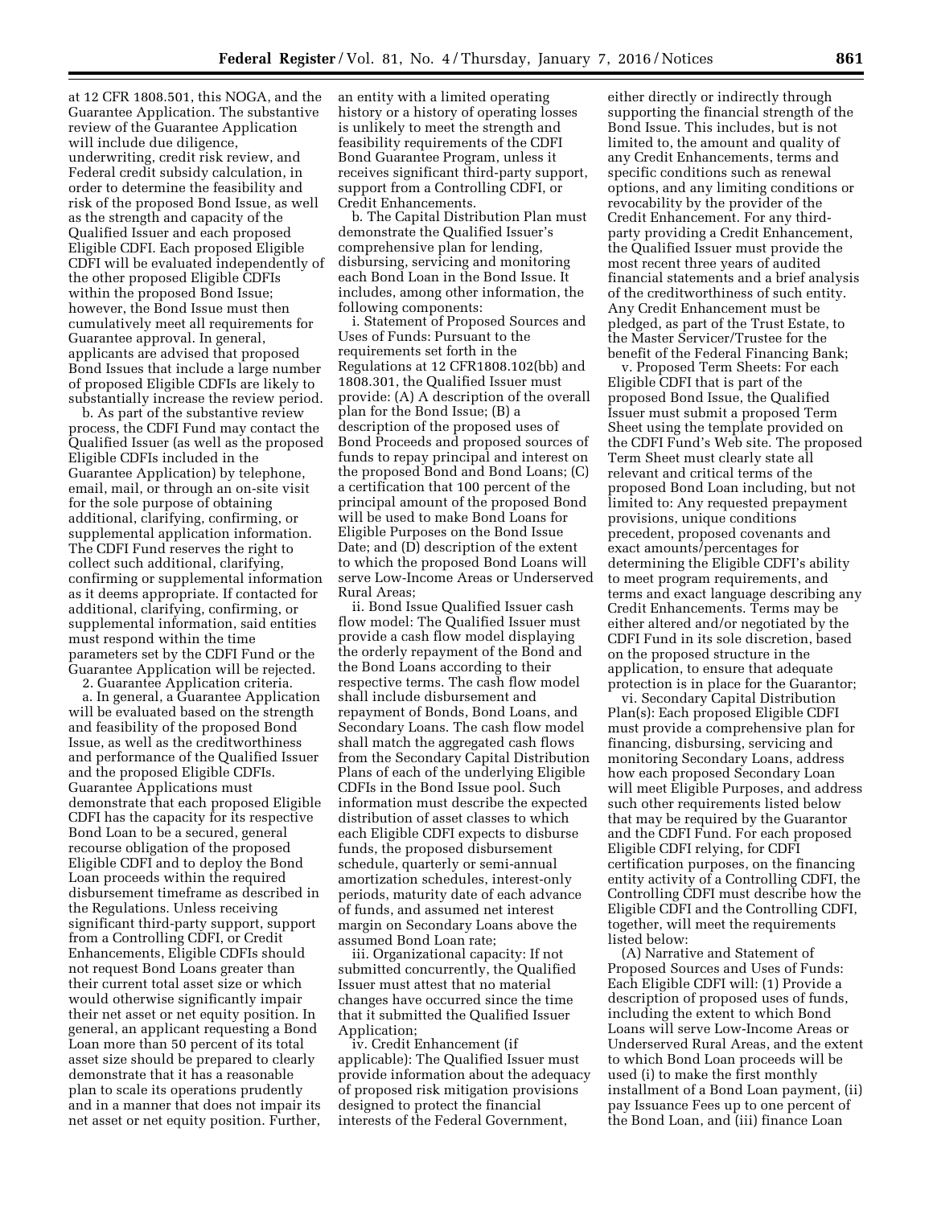at 12 CFR 1808.501, this NOGA, and the Guarantee Application. The substantive review of the Guarantee Application will include due diligence, underwriting, credit risk review, and Federal credit subsidy calculation, in order to determine the feasibility and risk of the proposed Bond Issue, as well as the strength and capacity of the Qualified Issuer and each proposed Eligible CDFI. Each proposed Eligible CDFI will be evaluated independently of the other proposed Eligible CDFIs within the proposed Bond Issue; however, the Bond Issue must then cumulatively meet all requirements for Guarantee approval. In general, applicants are advised that proposed Bond Issues that include a large number of proposed Eligible CDFIs are likely to substantially increase the review period.

b. As part of the substantive review process, the CDFI Fund may contact the Qualified Issuer (as well as the proposed Eligible CDFIs included in the Guarantee Application) by telephone, email, mail, or through an on-site visit for the sole purpose of obtaining additional, clarifying, confirming, or supplemental application information. The CDFI Fund reserves the right to collect such additional, clarifying, confirming or supplemental information as it deems appropriate. If contacted for additional, clarifying, confirming, or supplemental information, said entities must respond within the time parameters set by the CDFI Fund or the Guarantee Application will be rejected.

2. Guarantee Application criteria.

a. In general, a Guarantee Application will be evaluated based on the strength and feasibility of the proposed Bond Issue, as well as the creditworthiness and performance of the Qualified Issuer and the proposed Eligible CDFIs. Guarantee Applications must demonstrate that each proposed Eligible CDFI has the capacity for its respective Bond Loan to be a secured, general recourse obligation of the proposed Eligible CDFI and to deploy the Bond Loan proceeds within the required disbursement timeframe as described in the Regulations. Unless receiving significant third-party support, support from a Controlling CDFI, or Credit Enhancements, Eligible CDFIs should not request Bond Loans greater than their current total asset size or which would otherwise significantly impair their net asset or net equity position. In general, an applicant requesting a Bond Loan more than 50 percent of its total asset size should be prepared to clearly demonstrate that it has a reasonable plan to scale its operations prudently and in a manner that does not impair its net asset or net equity position. Further, an entity with a limited operating history or a history of operating losses is unlikely to meet the strength and feasibility requirements of the CDFI Bond Guarantee Program, unless it receives significant third-party support, support from a Controlling CDFI, or Credit Enhancements.

b. The Capital Distribution Plan must demonstrate the Qualified Issuer's comprehensive plan for lending, disbursing, servicing and monitoring each Bond Loan in the Bond Issue. It includes, among other information, the following components:

i. Statement of Proposed Sources and Uses of Funds: Pursuant to the requirements set forth in the Regulations at 12 CFR1808.102(bb) and 1808.301, the Qualified Issuer must provide: (A) A description of the overall plan for the Bond Issue; (B) a description of the proposed uses of Bond Proceeds and proposed sources of funds to repay principal and interest on the proposed Bond and Bond Loans; (C) a certification that 100 percent of the principal amount of the proposed Bond will be used to make Bond Loans for Eligible Purposes on the Bond Issue Date; and (D) description of the extent to which the proposed Bond Loans will serve Low-Income Areas or Underserved Rural Areas;

ii. Bond Issue Qualified Issuer cash flow model: The Qualified Issuer must provide a cash flow model displaying the orderly repayment of the Bond and the Bond Loans according to their respective terms. The cash flow model shall include disbursement and repayment of Bonds, Bond Loans, and Secondary Loans. The cash flow model shall match the aggregated cash flows from the Secondary Capital Distribution Plans of each of the underlying Eligible CDFIs in the Bond Issue pool. Such information must describe the expected distribution of asset classes to which each Eligible CDFI expects to disburse funds, the proposed disbursement schedule, quarterly or semi-annual amortization schedules, interest-only periods, maturity date of each advance of funds, and assumed net interest margin on Secondary Loans above the assumed Bond Loan rate;

iii. Organizational capacity: If not submitted concurrently, the Qualified Issuer must attest that no material changes have occurred since the time that it submitted the Qualified Issuer Application;

iv. Credit Enhancement (if applicable): The Qualified Issuer must provide information about the adequacy of proposed risk mitigation provisions designed to protect the financial interests of the Federal Government, either directly or indirectly through supporting the financial strength of the Bond Issue. This includes, but is not limited to, the amount and quality of any Credit Enhancements, terms and specific conditions such as renewal options, and any limiting conditions or revocability by the provider of the Credit Enhancement. For any third-party providing a Credit Enhancement, the Qualified Issuer must provide the most recent three years of audited financial statements and a brief analysis of the creditworthiness of such entity. Any Credit Enhancement must be pledged, as part of the Trust Estate, to the Master Servicer/Trustee for the benefit of the Federal Financing Bank;

v. Proposed Term Sheets: For each Eligible CDFI that is part of the proposed Bond Issue, the Qualified Issuer must submit a proposed Term Sheet using the template provided on the CDFI Fund's Web site. The proposed Term Sheet must clearly state all relevant and critical terms of the proposed Bond Loan including, but not limited to: Any requested prepayment provisions, unique conditions precedent, proposed covenants and exact amounts/percentages for determining the Eligible CDFI's ability to meet program requirements, and terms and exact language describing any Credit Enhancements. Terms may be either altered and/or negotiated by the CDFI Fund in its sole discretion, based on the proposed structure in the application, to ensure that adequate protection is in place for the Guarantor;

vi. Secondary Capital Distribution Plan(s): Each proposed Eligible CDFI must provide a comprehensive plan for financing, disbursing, servicing and monitoring Secondary Loans, address how each proposed Secondary Loan will meet Eligible Purposes, and address such other requirements listed below that may be required by the Guarantor and the CDFI Fund. For each proposed Eligible CDFI relying, for CDFI certification purposes, on the financing entity activity of a Controlling CDFI, the Controlling CDFI must describe how the Eligible CDFI and the Controlling CDFI, together, will meet the requirements listed below:

(A) Narrative and Statement of Proposed Sources and Uses of Funds: Each Eligible CDFI will: (1) Provide a description of proposed uses of funds, including the extent to which Bond Loans will serve Low-Income Areas or Underserved Rural Areas, and the extent to which Bond Loan proceeds will be used (i) to make the first monthly installment of a Bond Loan payment, (ii) pay Issuance Fees up to one percent of the Bond Loan, and (iii) finance Loan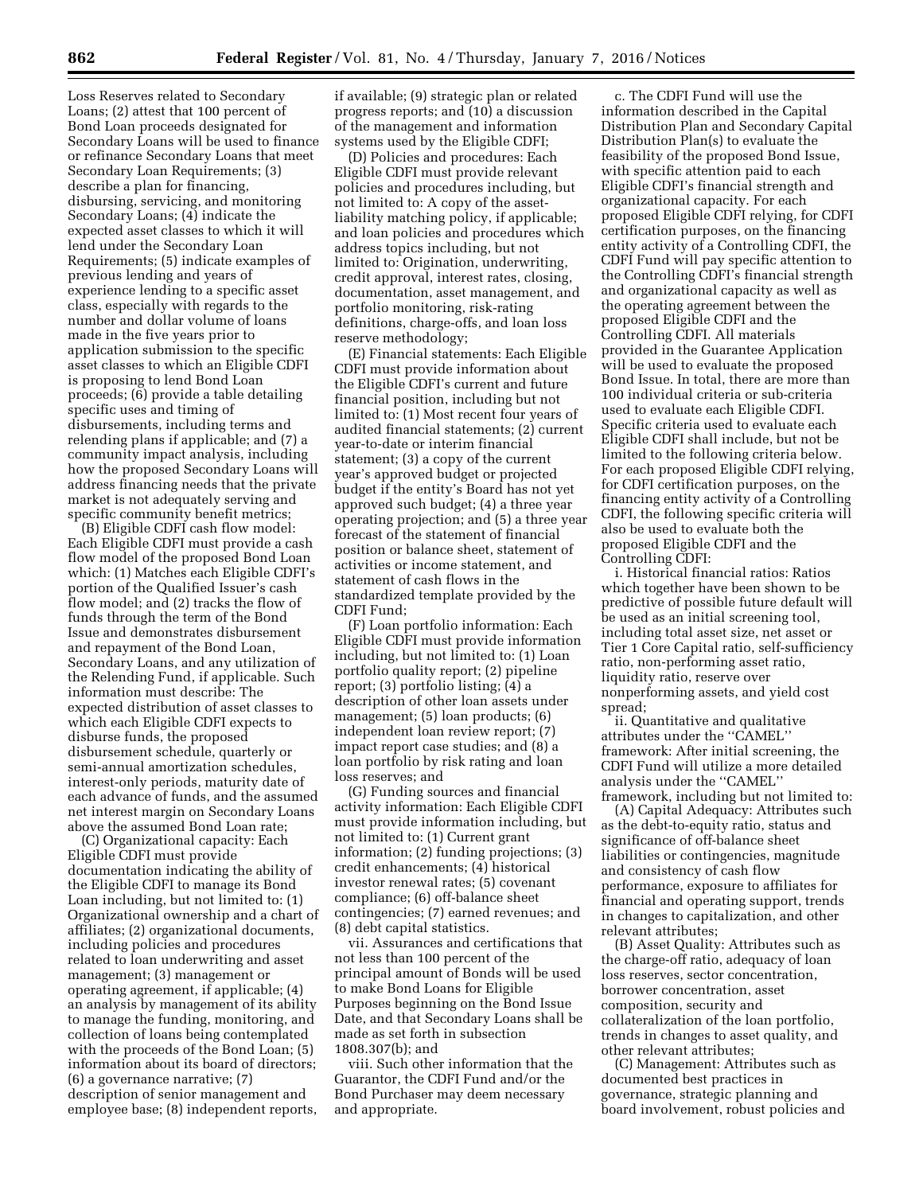Loss Reserves related to Secondary Loans; (2) attest that 100 percent of Bond Loan proceeds designated for Secondary Loans will be used to finance or refinance Secondary Loans that meet Secondary Loan Requirements; (3) describe a plan for financing, disbursing, servicing, and monitoring Secondary Loans; (4) indicate the expected asset classes to which it will lend under the Secondary Loan Requirements; (5) indicate examples of previous lending and years of experience lending to a specific asset class, especially with regards to the number and dollar volume of loans made in the five years prior to application submission to the specific asset classes to which an Eligible CDFI is proposing to lend Bond Loan proceeds; (6) provide a table detailing specific uses and timing of disbursements, including terms and relending plans if applicable; and (7) a community impact analysis, including how the proposed Secondary Loans will address financing needs that the private market is not adequately serving and specific community benefit metrics;

(B) Eligible CDFI cash flow model: Each Eligible CDFI must provide a cash flow model of the proposed Bond Loan which: (1) Matches each Eligible CDFI's portion of the Qualified Issuer's cash flow model; and (2) tracks the flow of funds through the term of the Bond Issue and demonstrates disbursement and repayment of the Bond Loan, Secondary Loans, and any utilization of the Relending Fund, if applicable. Such information must describe: The expected distribution of asset classes to which each Eligible CDFI expects to disburse funds, the proposed disbursement schedule, quarterly or semi-annual amortization schedules, interest-only periods, maturity date of each advance of funds, and the assumed net interest margin on Secondary Loans above the assumed Bond Loan rate;

(C) Organizational capacity: Each Eligible CDFI must provide documentation indicating the ability of the Eligible CDFI to manage its Bond Loan including, but not limited to: (1) Organizational ownership and a chart of affiliates; (2) organizational documents, including policies and procedures related to loan underwriting and asset management; (3) management or operating agreement, if applicable; (4) an analysis by management of its ability to manage the funding, monitoring, and collection of loans being contemplated with the proceeds of the Bond Loan; (5) information about its board of directors; (6) a governance narrative; (7) description of senior management and employee base; (8) independent reports, if available; (9) strategic plan or related progress reports; and (10) a discussion of the management and information systems used by the Eligible CDFI;

(D) Policies and procedures: Each Eligible CDFI must provide relevant policies and procedures including, but not limited to: A copy of the asset-liability matching policy, if applicable; and loan policies and procedures which address topics including, but not limited to: Origination, underwriting, credit approval, interest rates, closing, documentation, asset management, and portfolio monitoring, risk-rating definitions, charge-offs, and loan loss reserve methodology;

(E) Financial statements: Each Eligible CDFI must provide information about the Eligible CDFI's current and future financial position, including but not limited to: (1) Most recent four years of audited financial statements; (2) current year-to-date or interim financial statement; (3) a copy of the current year's approved budget or projected budget if the entity's Board has not yet approved such budget; (4) a three year operating projection; and (5) a three year forecast of the statement of financial position or balance sheet, statement of activities or income statement, and statement of cash flows in the standardized template provided by the CDFI Fund;

(F) Loan portfolio information: Each Eligible CDFI must provide information including, but not limited to: (1) Loan portfolio quality report; (2) pipeline report; (3) portfolio listing; (4) a description of other loan assets under management; (5) loan products; (6) independent loan review report; (7) impact report case studies; and (8) a loan portfolio by risk rating and loan loss reserves; and

(G) Funding sources and financial activity information: Each Eligible CDFI must provide information including, but not limited to: (1) Current grant information; (2) funding projections; (3) credit enhancements; (4) historical investor renewal rates; (5) covenant compliance; (6) off-balance sheet contingencies; (7) earned revenues; and (8) debt capital statistics.

vii. Assurances and certifications that not less than 100 percent of the principal amount of Bonds will be used to make Bond Loans for Eligible Purposes beginning on the Bond Issue Date, and that Secondary Loans shall be made as set forth in subsection 1808.307(b); and

viii. Such other information that the Guarantor, the CDFI Fund and/or the Bond Purchaser may deem necessary and appropriate.

c. The CDFI Fund will use the information described in the Capital Distribution Plan and Secondary Capital Distribution Plan(s) to evaluate the feasibility of the proposed Bond Issue, with specific attention paid to each Eligible CDFI's financial strength and organizational capacity. For each proposed Eligible CDFI relying, for CDFI certification purposes, on the financing entity activity of a Controlling CDFI, the CDFI Fund will pay specific attention to the Controlling CDFI's financial strength and organizational capacity as well as the operating agreement between the proposed Eligible CDFI and the Controlling CDFI. All materials provided in the Guarantee Application will be used to evaluate the proposed Bond Issue. In total, there are more than 100 individual criteria or sub-criteria used to evaluate each Eligible CDFI. Specific criteria used to evaluate each Eligible CDFI shall include, but not be limited to the following criteria below. For each proposed Eligible CDFI relying, for CDFI certification purposes, on the financing entity activity of a Controlling CDFI, the following specific criteria will also be used to evaluate both the proposed Eligible CDFI and the Controlling CDFI:

i. Historical financial ratios: Ratios which together have been shown to be predictive of possible future default will be used as an initial screening tool, including total asset size, net asset or Tier 1 Core Capital ratio, self-sufficiency ratio, non-performing asset ratio, liquidity ratio, reserve over nonperforming assets, and yield cost spread;

ii. Quantitative and qualitative attributes under the "CAMEL" framework: After initial screening, the CDFI Fund will utilize a more detailed analysis under the "CAMEL" framework, including but not limited to:

(A) Capital Adequacy: Attributes such as the debt-to-equity ratio, status and significance of off-balance sheet liabilities or contingencies, magnitude and consistency of cash flow performance, exposure to affiliates for financial and operating support, trends in changes to capitalization, and other relevant attributes;

(B) Asset Quality: Attributes such as the charge-off ratio, adequacy of loan loss reserves, sector concentration, borrower concentration, asset composition, security and collateralization of the loan portfolio, trends in changes to asset quality, and other relevant attributes;

(C) Management: Attributes such as documented best practices in governance, strategic planning and board involvement, robust policies and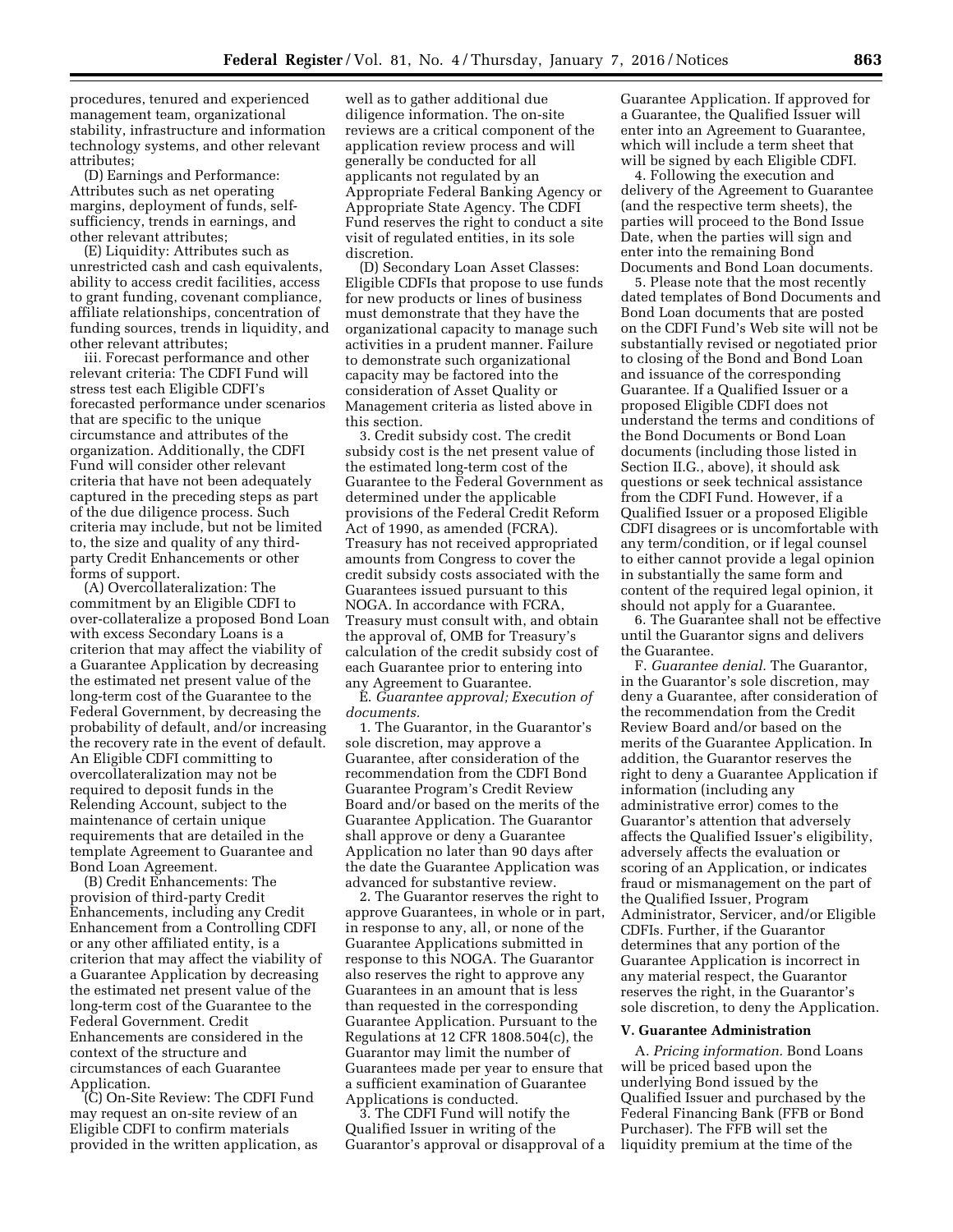procedures, tenured and experienced management team, organizational stability, infrastructure and information technology systems, and other relevant attributes;

(D) Earnings and Performance: Attributes such as net operating margins, deployment of funds, self-sufficiency, trends in earnings, and other relevant attributes;

(E) Liquidity: Attributes such as unrestricted cash and cash equivalents, ability to access credit facilities, access to grant funding, covenant compliance, affiliate relationships, concentration of funding sources, trends in liquidity, and other relevant attributes;

iii. Forecast performance and other relevant criteria: The CDFI Fund will stress test each Eligible CDFI's forecasted performance under scenarios that are specific to the unique circumstance and attributes of the organization. Additionally, the CDFI Fund will consider other relevant criteria that have not been adequately captured in the preceding steps as part of the due diligence process. Such criteria may include, but not be limited to, the size and quality of any third-party Credit Enhancements or other forms of support.

(A) Overcollateralization: The commitment by an Eligible CDFI to over-collateralize a proposed Bond Loan with excess Secondary Loans is a criterion that may affect the viability of a Guarantee Application by decreasing the estimated net present value of the long-term cost of the Guarantee to the Federal Government, by decreasing the probability of default, and/or increasing the recovery rate in the event of default. An Eligible CDFI committing to overcollateralization may not be required to deposit funds in the Relending Account, subject to the maintenance of certain unique requirements that are detailed in the template Agreement to Guarantee and Bond Loan Agreement.

(B) Credit Enhancements: The provision of third-party Credit Enhancements, including any Credit Enhancement from a Controlling CDFI or any other affiliated entity, is a criterion that may affect the viability of a Guarantee Application by decreasing the estimated net present value of the long-term cost of the Guarantee to the Federal Government. Credit Enhancements are considered in the context of the structure and circumstances of each Guarantee Application.

(C) On-Site Review: The CDFI Fund may request an on-site review of an Eligible CDFI to confirm materials provided in the written application, as well as to gather additional due diligence information. The on-site reviews are a critical component of the application review process and will generally be conducted for all applicants not regulated by an Appropriate Federal Banking Agency or Appropriate State Agency. The CDFI Fund reserves the right to conduct a site visit of regulated entities, in its sole discretion.

(D) Secondary Loan Asset Classes: Eligible CDFIs that propose to use funds for new products or lines of business must demonstrate that they have the organizational capacity to manage such activities in a prudent manner. Failure to demonstrate such organizational capacity may be factored into the consideration of Asset Quality or Management criteria as listed above in this section.

3. Credit subsidy cost. The credit subsidy cost is the net present value of the estimated long-term cost of the Guarantee to the Federal Government as determined under the applicable provisions of the Federal Credit Reform Act of 1990, as amended (FCRA). Treasury has not received appropriated amounts from Congress to cover the credit subsidy costs associated with the Guarantees issued pursuant to this NOGA. In accordance with FCRA, Treasury must consult with, and obtain the approval of, OMB for Treasury's calculation of the credit subsidy cost of each Guarantee prior to entering into any Agreement to Guarantee.

E. *Guarantee approval; Execution of documents.*

1. The Guarantor, in the Guarantor's sole discretion, may approve a Guarantee, after consideration of the recommendation from the CDFI Bond Guarantee Program's Credit Review Board and/or based on the merits of the Guarantee Application. The Guarantor shall approve or deny a Guarantee Application no later than 90 days after the date the Guarantee Application was advanced for substantive review.

2. The Guarantor reserves the right to approve Guarantees, in whole or in part, in response to any, all, or none of the Guarantee Applications submitted in response to this NOGA. The Guarantor also reserves the right to approve any Guarantees in an amount that is less than requested in the corresponding Guarantee Application. Pursuant to the Regulations at 12 CFR 1808.504(c), the Guarantor may limit the number of Guarantees made per year to ensure that a sufficient examination of Guarantee Applications is conducted.

3. The CDFI Fund will notify the Qualified Issuer in writing of the Guarantor's approval or disapproval of a Guarantee Application. If approved for a Guarantee, the Qualified Issuer will enter into an Agreement to Guarantee, which will include a term sheet that will be signed by each Eligible CDFI.

4. Following the execution and delivery of the Agreement to Guarantee (and the respective term sheets), the parties will proceed to the Bond Issue Date, when the parties will sign and enter into the remaining Bond Documents and Bond Loan documents.

5. Please note that the most recently dated templates of Bond Documents and Bond Loan documents that are posted on the CDFI Fund's Web site will not be substantially revised or negotiated prior to closing of the Bond and Bond Loan and issuance of the corresponding Guarantee. If a Qualified Issuer or a proposed Eligible CDFI does not understand the terms and conditions of the Bond Documents or Bond Loan documents (including those listed in Section II.G., above), it should ask questions or seek technical assistance from the CDFI Fund. However, if a Qualified Issuer or a proposed Eligible CDFI disagrees or is uncomfortable with any term/condition, or if legal counsel to either cannot provide a legal opinion in substantially the same form and content of the required legal opinion, it should not apply for a Guarantee.

6. The Guarantee shall not be effective until the Guarantor signs and delivers the Guarantee.

F. *Guarantee denial.* The Guarantor, in the Guarantor's sole discretion, may deny a Guarantee, after consideration of the recommendation from the Credit Review Board and/or based on the merits of the Guarantee Application. In addition, the Guarantor reserves the right to deny a Guarantee Application if information (including any administrative error) comes to the Guarantor's attention that adversely affects the Qualified Issuer's eligibility, adversely affects the evaluation or scoring of an Application, or indicates fraud or mismanagement on the part of the Qualified Issuer, Program Administrator, Servicer, and/or Eligible CDFIs. Further, if the Guarantor determines that any portion of the Guarantee Application is incorrect in any material respect, the Guarantor reserves the right, in the Guarantor's sole discretion, to deny the Application.

## V. Guarantee Administration

A. *Pricing information.* Bond Loans will be priced based upon the underlying Bond issued by the Qualified Issuer and purchased by the Federal Financing Bank (FFB or Bond Purchaser). The FFB will set the liquidity premium at the time of the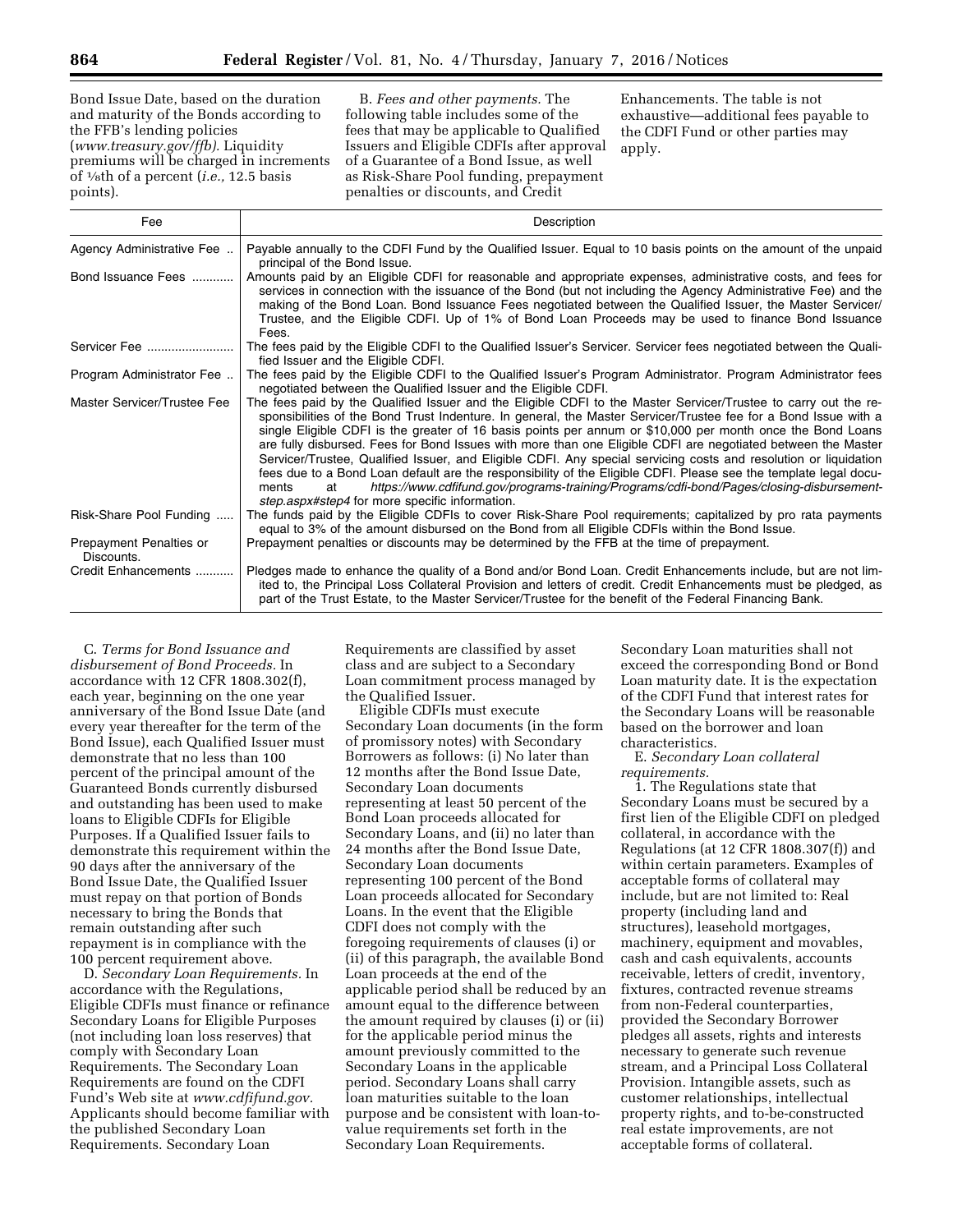Bond Issue Date, based on the duration and maturity of the Bonds according to the FFB's lending policies (*www.treasury.gov/ffb*). Liquidity premiums will be charged in increments of ⅛th of a percent (*i.e.,* 12.5 basis points).

B. *Fees and other payments.* The following table includes some of the fees that may be applicable to Qualified Issuers and Eligible CDFIs after approval of a Guarantee of a Bond Issue, as well as Risk-Share Pool funding, prepayment penalties or discounts, and Credit Enhancements. The table is not exhaustive—additional fees payable to the CDFI Fund or other parties may apply.

| Fee | Description |
|---|---|
| Agency Administrative Fee | Payable annually to the CDFI Fund by the Qualified Issuer. Equal to 10 basis points on the amount of the unpaid principal of the Bond Issue. |
| Bond Issuance Fees | Amounts paid by an Eligible CDFI for reasonable and appropriate expenses, administrative costs, and fees for services in connection with the issuance of the Bond (but not including the Agency Administrative Fee) and the making of the Bond Loan. Bond Issuance Fees negotiated between the Qualified Issuer, the Master Servicer/Trustee, and the Eligible CDFI. Up of 1% of Bond Loan Proceeds may be used to finance Bond Issuance Fees. |
| Servicer Fee | The fees paid by the Eligible CDFI to the Qualified Issuer's Servicer. Servicer fees negotiated between the Qualified Issuer and the Eligible CDFI. |
| Program Administrator Fee | The fees paid by the Eligible CDFI to the Qualified Issuer's Program Administrator. Program Administrator fees negotiated between the Qualified Issuer and the Eligible CDFI. |
| Master Servicer/Trustee Fee | The fees paid by the Qualified Issuer and the Eligible CDFI to the Master Servicer/Trustee to carry out the responsibilities of the Bond Trust Indenture. In general, the Master Servicer/Trustee fee for a Bond Issue with a single Eligible CDFI is the greater of 16 basis points per annum or $10,000 per month once the Bond Loans are fully disbursed. Fees for Bond Issues with more than one Eligible CDFI are negotiated between the Master Servicer/Trustee, Qualified Issuer, and Eligible CDFI. Any special servicing costs and resolution or liquidation fees due to a Bond Loan default are the responsibility of the Eligible CDFI. Please see the template legal documents at *https://www.cdfifund.gov/programs-training/Programs/cdfi-bond/Pages/closing-disbursement-step.aspx#step4* for more specific information. |
| Risk-Share Pool Funding | The funds paid by the Eligible CDFIs to cover Risk-Share Pool requirements; capitalized by pro rata payments equal to 3% of the amount disbursed on the Bond from all Eligible CDFIs within the Bond Issue. |
| Prepayment Penalties or Discounts. | Prepayment penalties or discounts may be determined by the FFB at the time of prepayment. |
| Credit Enhancements | Pledges made to enhance the quality of a Bond and/or Bond Loan. Credit Enhancements include, but are not limited to, the Principal Loss Collateral Provision and letters of credit. Credit Enhancements must be pledged, as part of the Trust Estate, to the Master Servicer/Trustee for the benefit of the Federal Financing Bank. |

C. *Terms for Bond Issuance and disbursement of Bond Proceeds.* In accordance with 12 CFR 1808.302(f), each year, beginning on the one year anniversary of the Bond Issue Date (and every year thereafter for the term of the Bond Issue), each Qualified Issuer must demonstrate that no less than 100 percent of the principal amount of the Guaranteed Bonds currently disbursed and outstanding has been used to make loans to Eligible CDFIs for Eligible Purposes. If a Qualified Issuer fails to demonstrate this requirement within the 90 days after the anniversary of the Bond Issue Date, the Qualified Issuer must repay on that portion of Bonds necessary to bring the Bonds that remain outstanding after such repayment is in compliance with the 100 percent requirement above.

D. *Secondary Loan Requirements.* In accordance with the Regulations, Eligible CDFIs must finance or refinance Secondary Loans for Eligible Purposes (not including loan loss reserves) that comply with Secondary Loan Requirements. The Secondary Loan Requirements are found on the CDFI Fund's Web site at *www.cdfifund.gov.* Applicants should become familiar with the published Secondary Loan Requirements. Secondary Loan Requirements are classified by asset class and are subject to a Secondary Loan commitment process managed by the Qualified Issuer.

Eligible CDFIs must execute Secondary Loan documents (in the form of promissory notes) with Secondary Borrowers as follows: (i) No later than 12 months after the Bond Issue Date, Secondary Loan documents representing at least 50 percent of the Bond Loan proceeds allocated for Secondary Loans, and (ii) no later than 24 months after the Bond Issue Date, Secondary Loan documents representing 100 percent of the Bond Loan proceeds allocated for Secondary Loans. In the event that the Eligible CDFI does not comply with the foregoing requirements of clauses (i) or (ii) of this paragraph, the available Bond Loan proceeds at the end of the applicable period shall be reduced by an amount equal to the difference between the amount required by clauses (i) or (ii) for the applicable period minus the amount previously committed to the Secondary Loans in the applicable period. Secondary Loans shall carry loan maturities suitable to the loan purpose and be consistent with loan-to-value requirements set forth in the Secondary Loan Requirements. Secondary Loan maturities shall not exceed the corresponding Bond or Bond Loan maturity date. It is the expectation of the CDFI Fund that interest rates for the Secondary Loans will be reasonable based on the borrower and loan characteristics.

E. *Secondary Loan collateral requirements.*

1. The Regulations state that Secondary Loans must be secured by a first lien of the Eligible CDFI on pledged collateral, in accordance with the Regulations (at 12 CFR 1808.307(f)) and within certain parameters. Examples of acceptable forms of collateral may include, but are not limited to: Real property (including land and structures), leasehold mortgages, machinery, equipment and movables, cash and cash equivalents, accounts receivable, letters of credit, inventory, fixtures, contracted revenue streams from non-Federal counterparties, provided the Secondary Borrower pledges all assets, rights and interests necessary to generate such revenue stream, and a Principal Loss Collateral Provision. Intangible assets, such as customer relationships, intellectual property rights, and to-be-constructed real estate improvements, are not acceptable forms of collateral.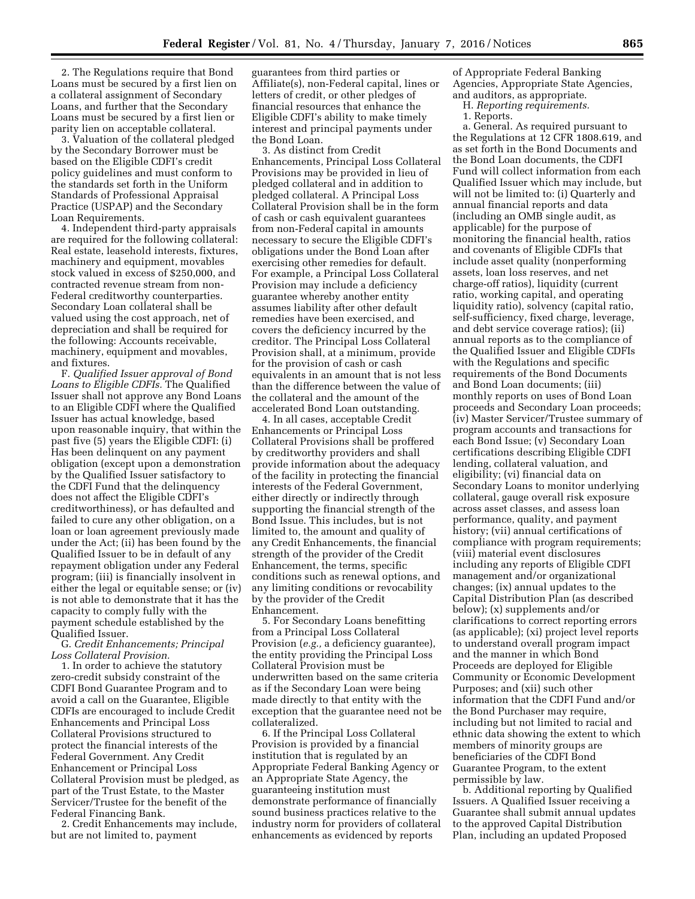2. The Regulations require that Bond Loans must be secured by a first lien on a collateral assignment of Secondary Loans, and further that the Secondary Loans must be secured by a first lien or parity lien on acceptable collateral.

3. Valuation of the collateral pledged by the Secondary Borrower must be based on the Eligible CDFI's credit policy guidelines and must conform to the standards set forth in the Uniform Standards of Professional Appraisal Practice (USPAP) and the Secondary Loan Requirements.

4. Independent third-party appraisals are required for the following collateral: Real estate, leasehold interests, fixtures, machinery and equipment, movables stock valued in excess of $250,000, and contracted revenue stream from non-Federal creditworthy counterparties. Secondary Loan collateral shall be valued using the cost approach, net of depreciation and shall be required for the following: Accounts receivable, machinery, equipment and movables, and fixtures.

F. *Qualified Issuer approval of Bond Loans to Eligible CDFIs.* The Qualified Issuer shall not approve any Bond Loans to an Eligible CDFI where the Qualified Issuer has actual knowledge, based upon reasonable inquiry, that within the past five (5) years the Eligible CDFI: (i) Has been delinquent on any payment obligation (except upon a demonstration by the Qualified Issuer satisfactory to the CDFI Fund that the delinquency does not affect the Eligible CDFI's creditworthiness), or has defaulted and failed to cure any other obligation, on a loan or loan agreement previously made under the Act; (ii) has been found by the Qualified Issuer to be in default of any repayment obligation under any Federal program; (iii) is financially insolvent in either the legal or equitable sense; or (iv) is not able to demonstrate that it has the capacity to comply fully with the payment schedule established by the Qualified Issuer.

G. *Credit Enhancements; Principal Loss Collateral Provision.*

1. In order to achieve the statutory zero-credit subsidy constraint of the CDFI Bond Guarantee Program and to avoid a call on the Guarantee, Eligible CDFIs are encouraged to include Credit Enhancements and Principal Loss Collateral Provisions structured to protect the financial interests of the Federal Government. Any Credit Enhancement or Principal Loss Collateral Provision must be pledged, as part of the Trust Estate, to the Master Servicer/Trustee for the benefit of the Federal Financing Bank.

2. Credit Enhancements may include, but are not limited to, payment guarantees from third parties or Affiliate(s), non-Federal capital, lines or letters of credit, or other pledges of financial resources that enhance the Eligible CDFI's ability to make timely interest and principal payments under the Bond Loan.

3. As distinct from Credit Enhancements, Principal Loss Collateral Provisions may be provided in lieu of pledged collateral and in addition to pledged collateral. A Principal Loss Collateral Provision shall be in the form of cash or cash equivalent guarantees from non-Federal capital in amounts necessary to secure the Eligible CDFI's obligations under the Bond Loan after exercising other remedies for default. For example, a Principal Loss Collateral Provision may include a deficiency guarantee whereby another entity assumes liability after other default remedies have been exercised, and covers the deficiency incurred by the creditor. The Principal Loss Collateral Provision shall, at a minimum, provide for the provision of cash or cash equivalents in an amount that is not less than the difference between the value of the collateral and the amount of the accelerated Bond Loan outstanding.

4. In all cases, acceptable Credit Enhancements or Principal Loss Collateral Provisions shall be proffered by creditworthy providers and shall provide information about the adequacy of the facility in protecting the financial interests of the Federal Government, either directly or indirectly through supporting the financial strength of the Bond Issue. This includes, but is not limited to, the amount and quality of any Credit Enhancements, the financial strength of the provider of the Credit Enhancement, the terms, specific conditions such as renewal options, and any limiting conditions or revocability by the provider of the Credit Enhancement.

5. For Secondary Loans benefitting from a Principal Loss Collateral Provision (*e.g.,* a deficiency guarantee), the entity providing the Principal Loss Collateral Provision must be underwritten based on the same criteria as if the Secondary Loan were being made directly to that entity with the exception that the guarantee need not be collateralized.

6. If the Principal Loss Collateral Provision is provided by a financial institution that is regulated by an Appropriate Federal Banking Agency or an Appropriate State Agency, the guaranteeing institution must demonstrate performance of financially sound business practices relative to the industry norm for providers of collateral enhancements as evidenced by reports of Appropriate Federal Banking Agencies, Appropriate State Agencies, and auditors, as appropriate.

H. *Reporting requirements.*

1. Reports.

a. General. As required pursuant to the Regulations at 12 CFR 1808.619, and as set forth in the Bond Documents and the Bond Loan documents, the CDFI Fund will collect information from each Qualified Issuer which may include, but will not be limited to: (i) Quarterly and annual financial reports and data (including an OMB single audit, as applicable) for the purpose of monitoring the financial health, ratios and covenants of Eligible CDFIs that include asset quality (nonperforming assets, loan loss reserves, and net charge-off ratios), liquidity (current ratio, working capital, and operating liquidity ratio), solvency (capital ratio, self-sufficiency, fixed charge, leverage, and debt service coverage ratios); (ii) annual reports as to the compliance of the Qualified Issuer and Eligible CDFIs with the Regulations and specific requirements of the Bond Documents and Bond Loan documents; (iii) monthly reports on uses of Bond Loan proceeds and Secondary Loan proceeds; (iv) Master Servicer/Trustee summary of program accounts and transactions for each Bond Issue; (v) Secondary Loan certifications describing Eligible CDFI lending, collateral valuation, and eligibility; (vi) financial data on Secondary Loans to monitor underlying collateral, gauge overall risk exposure across asset classes, and assess loan performance, quality, and payment history; (vii) annual certifications of compliance with program requirements; (viii) material event disclosures including any reports of Eligible CDFI management and/or organizational changes; (ix) annual updates to the Capital Distribution Plan (as described below); (x) supplements and/or clarifications to correct reporting errors (as applicable); (xi) project level reports to understand overall program impact and the manner in which Bond Proceeds are deployed for Eligible Community or Economic Development Purposes; and (xii) such other information that the CDFI Fund and/or the Bond Purchaser may require, including but not limited to racial and ethnic data showing the extent to which members of minority groups are beneficiaries of the CDFI Bond Guarantee Program, to the extent permissible by law.

b. Additional reporting by Qualified Issuers. A Qualified Issuer receiving a Guarantee shall submit annual updates to the approved Capital Distribution Plan, including an updated Proposed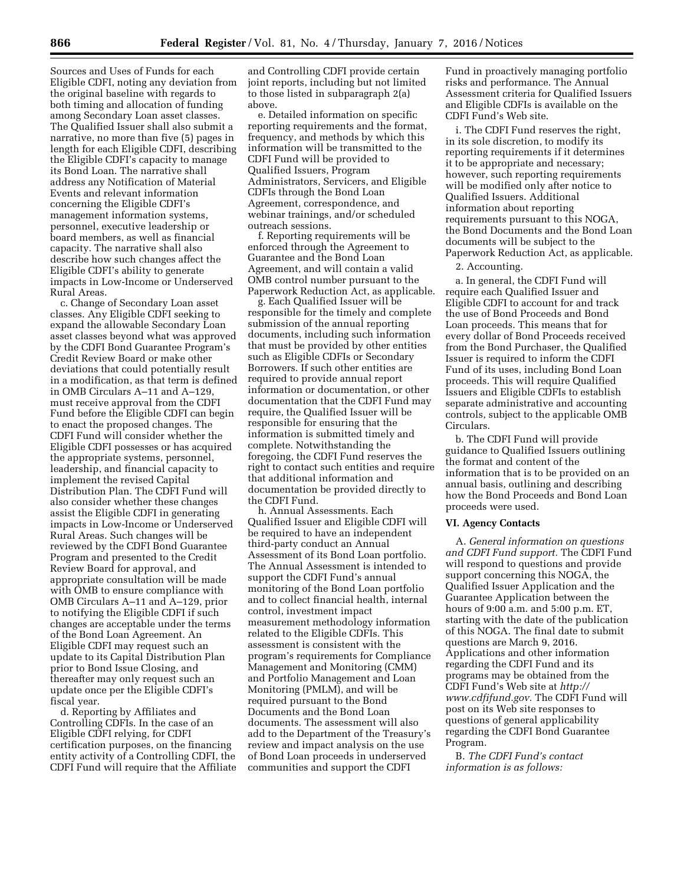Sources and Uses of Funds for each Eligible CDFI, noting any deviation from the original baseline with regards to both timing and allocation of funding among Secondary Loan asset classes. The Qualified Issuer shall also submit a narrative, no more than five (5) pages in length for each Eligible CDFI, describing the Eligible CDFI's capacity to manage its Bond Loan. The narrative shall address any Notification of Material Events and relevant information concerning the Eligible CDFI's management information systems, personnel, executive leadership or board members, as well as financial capacity. The narrative shall also describe how such changes affect the Eligible CDFI's ability to generate impacts in Low-Income or Underserved Rural Areas.

c. Change of Secondary Loan asset classes. Any Eligible CDFI seeking to expand the allowable Secondary Loan asset classes beyond what was approved by the CDFI Bond Guarantee Program's Credit Review Board or make other deviations that could potentially result in a modification, as that term is defined in OMB Circulars A–11 and A–129, must receive approval from the CDFI Fund before the Eligible CDFI can begin to enact the proposed changes. The CDFI Fund will consider whether the Eligible CDFI possesses or has acquired the appropriate systems, personnel, leadership, and financial capacity to implement the revised Capital Distribution Plan. The CDFI Fund will also consider whether these changes assist the Eligible CDFI in generating impacts in Low-Income or Underserved Rural Areas. Such changes will be reviewed by the CDFI Bond Guarantee Program and presented to the Credit Review Board for approval, and appropriate consultation will be made with OMB to ensure compliance with OMB Circulars A–11 and A–129, prior to notifying the Eligible CDFI if such changes are acceptable under the terms of the Bond Loan Agreement. An Eligible CDFI may request such an update to its Capital Distribution Plan prior to Bond Issue Closing, and thereafter may only request such an update once per the Eligible CDFI's fiscal year.

d. Reporting by Affiliates and Controlling CDFIs. In the case of an Eligible CDFI relying, for CDFI certification purposes, on the financing entity activity of a Controlling CDFI, the CDFI Fund will require that the Affiliate and Controlling CDFI provide certain joint reports, including but not limited to those listed in subparagraph 2(a) above.

e. Detailed information on specific reporting requirements and the format, frequency, and methods by which this information will be transmitted to the CDFI Fund will be provided to Qualified Issuers, Program Administrators, Servicers, and Eligible CDFIs through the Bond Loan Agreement, correspondence, and webinar trainings, and/or scheduled outreach sessions.

f. Reporting requirements will be enforced through the Agreement to Guarantee and the Bond Loan Agreement, and will contain a valid OMB control number pursuant to the Paperwork Reduction Act, as applicable.

g. Each Qualified Issuer will be responsible for the timely and complete submission of the annual reporting documents, including such information that must be provided by other entities such as Eligible CDFIs or Secondary Borrowers. If such other entities are required to provide annual report information or documentation, or other documentation that the CDFI Fund may require, the Qualified Issuer will be responsible for ensuring that the information is submitted timely and complete. Notwithstanding the foregoing, the CDFI Fund reserves the right to contact such entities and require that additional information and documentation be provided directly to the CDFI Fund.

h. Annual Assessments. Each Qualified Issuer and Eligible CDFI will be required to have an independent third-party conduct an Annual Assessment of its Bond Loan portfolio. The Annual Assessment is intended to support the CDFI Fund's annual monitoring of the Bond Loan portfolio and to collect financial health, internal control, investment impact measurement methodology information related to the Eligible CDFIs. This assessment is consistent with the program's requirements for Compliance Management and Monitoring (CMM) and Portfolio Management and Loan Monitoring (PMLM), and will be required pursuant to the Bond Documents and the Bond Loan documents. The assessment will also add to the Department of the Treasury's review and impact analysis on the use of Bond Loan proceeds in underserved communities and support the CDFI Fund in proactively managing portfolio risks and performance. The Annual Assessment criteria for Qualified Issuers and Eligible CDFIs is available on the CDFI Fund's Web site.

i. The CDFI Fund reserves the right, in its sole discretion, to modify its reporting requirements if it determines it to be appropriate and necessary; however, such reporting requirements will be modified only after notice to Qualified Issuers. Additional information about reporting requirements pursuant to this NOGA, the Bond Documents and the Bond Loan documents will be subject to the Paperwork Reduction Act, as applicable.

2. Accounting.

a. In general, the CDFI Fund will require each Qualified Issuer and Eligible CDFI to account for and track the use of Bond Proceeds and Bond Loan proceeds. This means that for every dollar of Bond Proceeds received from the Bond Purchaser, the Qualified Issuer is required to inform the CDFI Fund of its uses, including Bond Loan proceeds. This will require Qualified Issuers and Eligible CDFIs to establish separate administrative and accounting controls, subject to the applicable OMB Circulars.

b. The CDFI Fund will provide guidance to Qualified Issuers outlining the format and content of the information that is to be provided on an annual basis, outlining and describing how the Bond Proceeds and Bond Loan proceeds were used.

## VI. Agency Contacts

A. *General information on questions and CDFI Fund support.* The CDFI Fund will respond to questions and provide support concerning this NOGA, the Qualified Issuer Application and the Guarantee Application between the hours of 9:00 a.m. and 5:00 p.m. ET, starting with the date of the publication of this NOGA. The final date to submit questions are March 9, 2016. Applications and other information regarding the CDFI Fund and its programs may be obtained from the CDFI Fund's Web site at *http://www.cdfifund.gov.* The CDFI Fund will post on its Web site responses to questions of general applicability regarding the CDFI Bond Guarantee Program.

B. *The CDFI Fund's contact information is as follows:*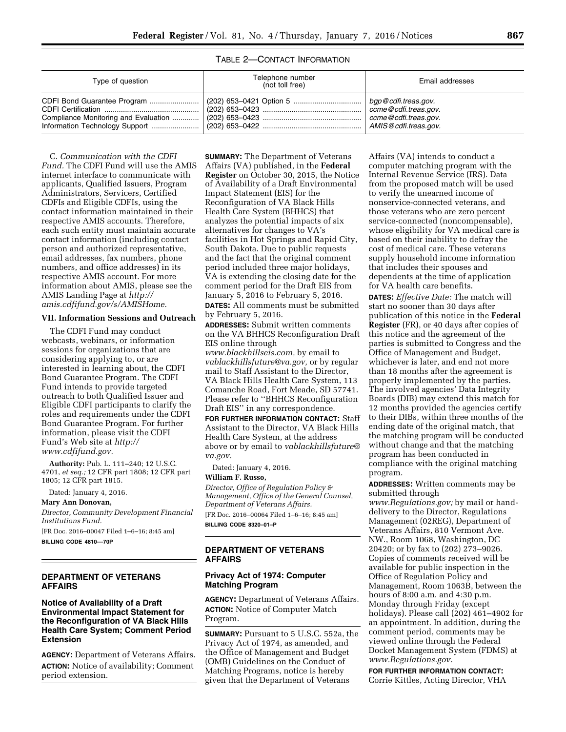TABLE 2—CONTACT INFORMATION

| Type of question | Telephone number (not toll free) | Email addresses |
| --- | --- | --- |
| CDFI Bond Guarantee Program | (202) 653–0421 Option 5 | *bgp@cdfi.treas.gov.* |
| CDFI Certification | (202) 653–0423 | *ccme@cdfi.treas.gov.* |
| Compliance Monitoring and Evaluation | (202) 653–0423 | *ccme@cdfi.treas.gov.* |
| Information Technology Support | (202) 653–0422 | *AMIS@cdfi.treas.gov.* |

C. *Communication with the CDFI Fund.* The CDFI Fund will use the AMIS internet interface to communicate with applicants, Qualified Issuers, Program Administrators, Servicers, Certified CDFIs and Eligible CDFIs, using the contact information maintained in their respective AMIS accounts. Therefore, each such entity must maintain accurate contact information (including contact person and authorized representative, email addresses, fax numbers, phone numbers, and office addresses) in its respective AMIS account. For more information about AMIS, please see the AMIS Landing Page at *http://amis.cdfifund.gov/s/AMISHome.*

### VII. Information Sessions and Outreach

The CDFI Fund may conduct webcasts, webinars, or information sessions for organizations that are considering applying to, or are interested in learning about, the CDFI Bond Guarantee Program. The CDFI Fund intends to provide targeted outreach to both Qualified Issuer and Eligible CDFI participants to clarify the roles and requirements under the CDFI Bond Guarantee Program. For further information, please visit the CDFI Fund's Web site at *http://www.cdfifund.gov.*

**Authority:** Pub. L. 111–240; 12 U.S.C. 4701, *et seq.;* 12 CFR part 1808; 12 CFR part 1805; 12 CFR part 1815.

Dated: January 4, 2016.

**Mary Ann Donovan,**

*Director, Community Development Financial Institutions Fund.*

[FR Doc. 2016–00047 Filed 1–6–16; 8:45 am]

**BILLING CODE 4810—70P**

## DEPARTMENT OF VETERANS AFFAIRS

### Notice of Availability of a Draft Environmental Impact Statement for the Reconfiguration of VA Black Hills Health Care System; Comment Period Extension

**AGENCY:** Department of Veterans Affairs.

**ACTION:** Notice of availability; Comment period extension.

**SUMMARY:** The Department of Veterans Affairs (VA) published, in the **Federal Register** on October 30, 2015, the Notice of Availability of a Draft Environmental Impact Statement (EIS) for the Reconfiguration of VA Black Hills Health Care System (BHHCS) that analyzes the potential impacts of six alternatives for changes to VA's facilities in Hot Springs and Rapid City, South Dakota. Due to public requests and the fact that the original comment period included three major holidays, VA is extending the closing date for the comment period for the Draft EIS from January 5, 2016 to February 5, 2016.

**DATES:** All comments must be submitted by February 5, 2016.

**ADDRESSES:** Submit written comments on the VA BHHCS Reconfiguration Draft EIS online through *www.blackhillseis.com,* by email to *vablackhillsfuture@va.gov,* or by regular mail to Staff Assistant to the Director, VA Black Hills Health Care System, 113 Comanche Road, Fort Meade, SD 57741. Please refer to ''BHHCS Reconfiguration Draft EIS'' in any correspondence.

**FOR FURTHER INFORMATION CONTACT:** Staff Assistant to the Director, VA Black Hills Health Care System, at the address above or by email to *vablackhillsfuture@va.gov.*

Dated: January 4, 2016.

**William F. Russo,**

*Director, Office of Regulation Policy & Management, Office of the General Counsel, Department of Veterans Affairs.*

[FR Doc. 2016–00064 Filed 1–6–16; 8:45 am]

**BILLING CODE 8320–01–P**

## DEPARTMENT OF VETERANS AFFAIRS

### Privacy Act of 1974: Computer Matching Program

**AGENCY:** Department of Veterans Affairs.

**ACTION:** Notice of Computer Match Program.

**SUMMARY:** Pursuant to 5 U.S.C. 552a, the Privacy Act of 1974, as amended, and the Office of Management and Budget (OMB) Guidelines on the Conduct of Matching Programs, notice is hereby given that the Department of Veterans Affairs (VA) intends to conduct a computer matching program with the Internal Revenue Service (IRS). Data from the proposed match will be used to verify the unearned income of nonservice-connected veterans, and those veterans who are zero percent service-connected (noncompensable), whose eligibility for VA medical care is based on their inability to defray the cost of medical care. These veterans supply household income information that includes their spouses and dependents at the time of application for VA health care benefits.

**DATES:** *Effective Date:* The match will start no sooner than 30 days after publication of this notice in the **Federal Register** (FR), or 40 days after copies of this notice and the agreement of the parties is submitted to Congress and the Office of Management and Budget, whichever is later, and end not more than 18 months after the agreement is properly implemented by the parties. The involved agencies' Data Integrity Boards (DIB) may extend this match for 12 months provided the agencies certify to their DIBs, within three months of the ending date of the original match, that the matching program will be conducted without change and that the matching program has been conducted in compliance with the original matching program.

**ADDRESSES:** Written comments may be submitted through *www.Regulations.gov;* by mail or hand-delivery to the Director, Regulations Management (02REG), Department of Veterans Affairs, 810 Vermont Ave. NW., Room 1068, Washington, DC 20420; or by fax to (202) 273–9026. Copies of comments received will be available for public inspection in the Office of Regulation Policy and Management, Room 1063B, between the hours of 8:00 a.m. and 4:30 p.m. Monday through Friday (except holidays). Please call (202) 461–4902 for an appointment. In addition, during the comment period, comments may be viewed online through the Federal Docket Management System (FDMS) at *www.Regulations.gov.*

**FOR FURTHER INFORMATION CONTACT:** Corrie Kittles, Acting Director, VHA